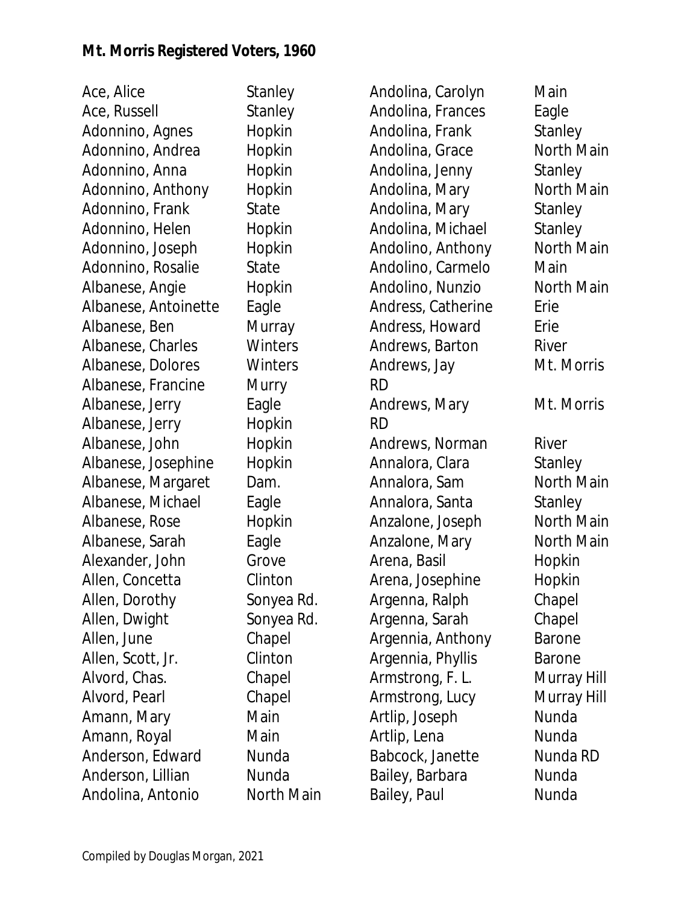**Mt. Morris Registered Voters, 1960**

| Name | Street |
|---|---|
| Ace, Alice | Stanley |
| Ace, Russell | Stanley |
| Adonnino, Agnes | Hopkin |
| Adonnino, Andrea | Hopkin |
| Adonnino, Anna | Hopkin |
| Adonnino, Anthony | Hopkin |
| Adonnino, Frank | State |
| Adonnino, Helen | Hopkin |
| Adonnino, Joseph | Hopkin |
| Adonnino, Rosalie | State |
| Albanese, Angie | Hopkin |
| Albanese, Antoinette | Eagle |
| Albanese, Ben | Murray |
| Albanese, Charles | Winters |
| Albanese, Dolores | Winters |
| Albanese, Francine | Murry |
| Albanese, Jerry | Eagle |
| Albanese, Jerry | Hopkin |
| Albanese, John | Hopkin |
| Albanese, Josephine | Hopkin |
| Albanese, Margaret | Dam. |
| Albanese, Michael | Eagle |
| Albanese, Rose | Hopkin |
| Albanese, Sarah | Eagle |
| Alexander, John | Grove |
| Allen, Concetta | Clinton |
| Allen, Dorothy | Sonyea Rd. |
| Allen, Dwight | Sonyea Rd. |
| Allen, June | Chapel |
| Allen, Scott, Jr. | Clinton |
| Alvord, Chas. | Chapel |
| Alvord, Pearl | Chapel |
| Amann, Mary | Main |
| Amann, Royal | Main |
| Anderson, Edward | Nunda |
| Anderson, Lillian | Nunda |
| Andolina, Antonio | North Main |
| Andolina, Carolyn | Main |
| Andolina, Frances | Eagle |
| Andolina, Frank | Stanley |
| Andolina, Grace | North Main |
| Andolina, Jenny | Stanley |
| Andolina, Mary | North Main |
| Andolina, Mary | Stanley |
| Andolina, Michael | Stanley |
| Andolino, Anthony | North Main |
| Andolino, Carmelo | Main |
| Andolino, Nunzio | North Main |
| Andress, Catherine | Erie |
| Andress, Howard | Erie |
| Andrews, Barton | River |
| Andrews, Jay | Mt. Morris RD |
| Andrews, Mary | Mt. Morris RD |
| Andrews, Norman | River |
| Annalora, Clara | Stanley |
| Annalora, Sam | North Main |
| Annalora, Santa | Stanley |
| Anzalone, Joseph | North Main |
| Anzalone, Mary | North Main |
| Arena, Basil | Hopkin |
| Arena, Josephine | Hopkin |
| Argenna, Ralph | Chapel |
| Argenna, Sarah | Chapel |
| Argennia, Anthony | Barone |
| Argennia, Phyllis | Barone |
| Armstrong, F. L. | Murray Hill |
| Armstrong, Lucy | Murray Hill |
| Artlip, Joseph | Nunda |
| Artlip, Lena | Nunda |
| Babcock, Janette | Nunda RD |
| Bailey, Barbara | Nunda |
| Bailey, Paul | Nunda |

Compiled by Douglas Morgan, 2021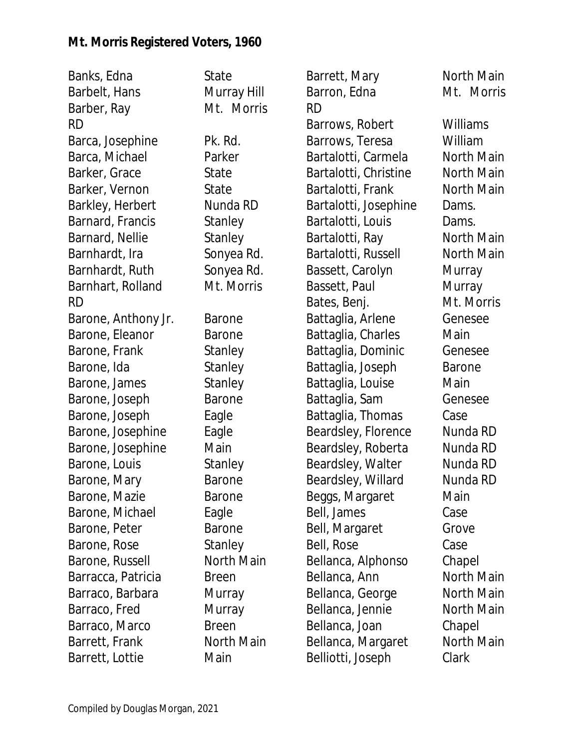**Mt. Morris Registered Voters, 1960**

| Name | Street |
|---|---|
| Banks, Edna | State |
| Barbelt, Hans | Murray Hill |
| Barber, Ray | Mt. Morris RD |
| Barca, Josephine | Pk. Rd. |
| Barca, Michael | Parker |
| Barker, Grace | State |
| Barker, Vernon | State |
| Barkley, Herbert | Nunda RD |
| Barnard, Francis | Stanley |
| Barnard, Nellie | Stanley |
| Barnhardt, Ira | Sonyea Rd. |
| Barnhardt, Ruth | Sonyea Rd. |
| Barnhart, Rolland | Mt. Morris RD |
| Barone, Anthony Jr. | Barone |
| Barone, Eleanor | Barone |
| Barone, Frank | Stanley |
| Barone, Ida | Stanley |
| Barone, James | Stanley |
| Barone, Joseph | Barone |
| Barone, Joseph | Eagle |
| Barone, Josephine | Eagle |
| Barone, Josephine | Main |
| Barone, Louis | Stanley |
| Barone, Mary | Barone |
| Barone, Mazie | Barone |
| Barone, Michael | Eagle |
| Barone, Peter | Barone |
| Barone, Rose | Stanley |
| Barone, Russell | North Main |
| Barracca, Patricia | Breen |
| Barraco, Barbara | Murray |
| Barraco, Fred | Murray |
| Barraco, Marco | Breen |
| Barrett, Frank | North Main |
| Barrett, Lottie | Main |
| Barrett, Mary | North Main |
| Barron, Edna | Mt. Morris RD |
| Barrows, Robert | Williams |
| Barrows, Teresa | William |
| Bartalotti, Carmela | North Main |
| Bartalotti, Christine | North Main |
| Bartalotti, Frank | North Main |
| Bartalotti, Josephine | Dams. |
| Bartalotti, Louis | Dams. |
| Bartalotti, Ray | North Main |
| Bartalotti, Russell | North Main |
| Bassett, Carolyn | Murray |
| Bassett, Paul | Murray |
| Bates, Benj. | Mt. Morris |
| Battaglia, Arlene | Genesee |
| Battaglia, Charles | Main |
| Battaglia, Dominic | Genesee |
| Battaglia, Joseph | Barone |
| Battaglia, Louise | Main |
| Battaglia, Sam | Genesee |
| Battaglia, Thomas | Case |
| Beardsley, Florence | Nunda RD |
| Beardsley, Roberta | Nunda RD |
| Beardsley, Walter | Nunda RD |
| Beardsley, Willard | Nunda RD |
| Beggs, Margaret | Main |
| Bell, James | Case |
| Bell, Margaret | Grove |
| Bell, Rose | Case |
| Bellanca, Alphonso | Chapel |
| Bellanca, Ann | North Main |
| Bellanca, George | North Main |
| Bellanca, Jennie | North Main |
| Bellanca, Joan | Chapel |
| Bellanca, Margaret | North Main |
| Belliotti, Joseph | Clark |

Compiled by Douglas Morgan, 2021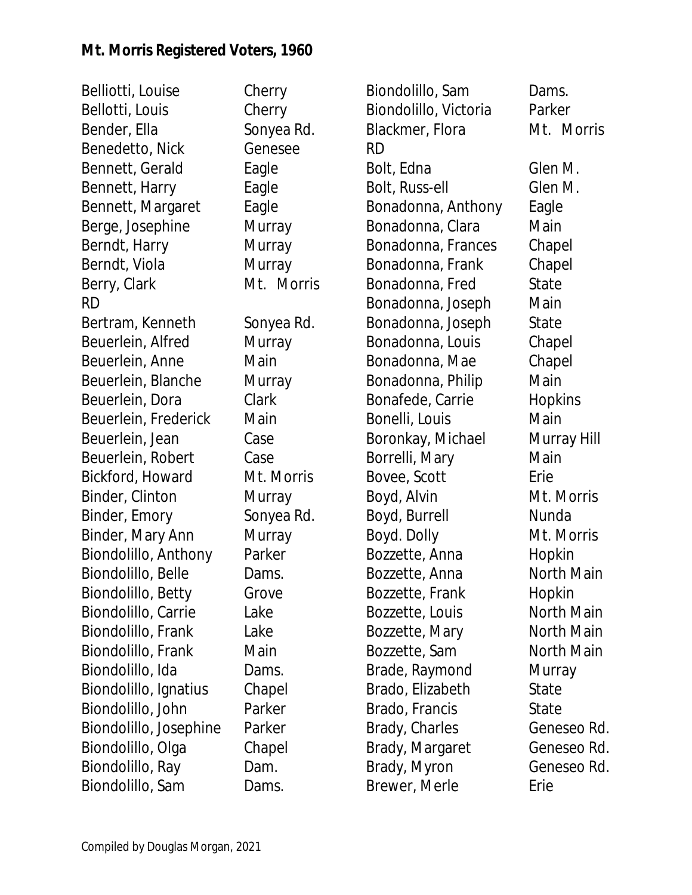**Mt. Morris Registered Voters, 1960**

| Name | Street |
|---|---|
| Belliotti, Louise | Cherry |
| Bellotti, Louis | Cherry |
| Bender, Ella | Sonyea Rd. |
| Benedetto, Nick | Genesee |
| Bennett, Gerald | Eagle |
| Bennett, Harry | Eagle |
| Bennett, Margaret | Eagle |
| Berge, Josephine | Murray |
| Berndt, Harry | Murray |
| Berndt, Viola | Murray |
| Berry, Clark | Mt. Morris RD |
| Bertram, Kenneth | Sonyea Rd. |
| Beuerlein, Alfred | Murray |
| Beuerlein, Anne | Main |
| Beuerlein, Blanche | Murray |
| Beuerlein, Dora | Clark |
| Beuerlein, Frederick | Main |
| Beuerlein, Jean | Case |
| Beuerlein, Robert | Case |
| Bickford, Howard | Mt. Morris |
| Binder, Clinton | Murray |
| Binder, Emory | Sonyea Rd. |
| Binder, Mary Ann | Murray |
| Biondolillo, Anthony | Parker |
| Biondolillo, Belle | Dams. |
| Biondolillo, Betty | Grove |
| Biondolillo, Carrie | Lake |
| Biondolillo, Frank | Lake |
| Biondolillo, Frank | Main |
| Biondolillo, Ida | Dams. |
| Biondolillo, Ignatius | Chapel |
| Biondolillo, John | Parker |
| Biondolillo, Josephine | Parker |
| Biondolillo, Olga | Chapel |
| Biondolillo, Ray | Dam. |
| Biondolillo, Sam | Dams. |
| Biondolillo, Sam | Dams. |
| Biondolillo, Victoria | Parker |
| Blackmer, Flora | Mt. Morris RD |
| Bolt, Edna | Glen M. |
| Bolt, Russ-ell | Glen M. |
| Bonadonna, Anthony | Eagle |
| Bonadonna, Clara | Main |
| Bonadonna, Frances | Chapel |
| Bonadonna, Frank | Chapel |
| Bonadonna, Fred | State |
| Bonadonna, Joseph | Main |
| Bonadonna, Joseph | State |
| Bonadonna, Louis | Chapel |
| Bonadonna, Mae | Chapel |
| Bonadonna, Philip | Main |
| Bonafede, Carrie | Hopkins |
| Bonelli, Louis | Main |
| Boronkay, Michael | Murray Hill |
| Borrelli, Mary | Main |
| Bovee, Scott | Erie |
| Boyd, Alvin | Mt. Morris |
| Boyd, Burrell | Nunda |
| Boyd. Dolly | Mt. Morris |
| Bozzette, Anna | Hopkin |
| Bozzette, Anna | North Main |
| Bozzette, Frank | Hopkin |
| Bozzette, Louis | North Main |
| Bozzette, Mary | North Main |
| Bozzette, Sam | North Main |
| Brade, Raymond | Murray |
| Brado, Elizabeth | State |
| Brado, Francis | State |
| Brady, Charles | Geneseo Rd. |
| Brady, Margaret | Geneseo Rd. |
| Brady, Myron | Geneseo Rd. |
| Brewer, Merle | Erie |

Compiled by Douglas Morgan, 2021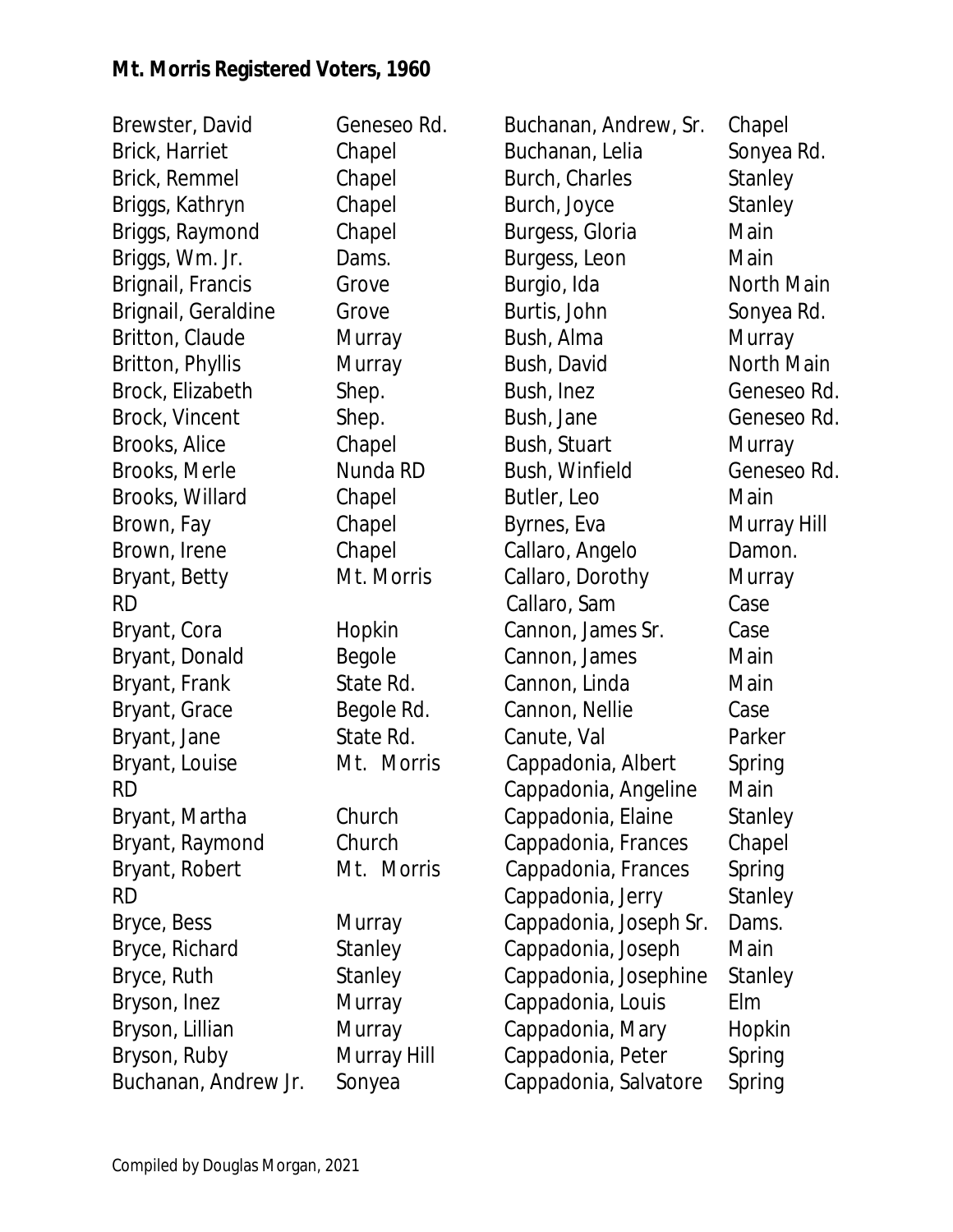**Mt. Morris Registered Voters, 1960**

| Name | Street |
|---|---|
| Brewster, David | Geneseo Rd. |
| Brick, Harriet | Chapel |
| Brick, Remmel | Chapel |
| Briggs, Kathryn | Chapel |
| Briggs, Raymond | Chapel |
| Briggs, Wm. Jr. | Dams. |
| Brignail, Francis | Grove |
| Brignail, Geraldine | Grove |
| Britton, Claude | Murray |
| Britton, Phyllis | Murray |
| Brock, Elizabeth | Shep. |
| Brock, Vincent | Shep. |
| Brooks, Alice | Chapel |
| Brooks, Merle | Nunda RD |
| Brooks, Willard | Chapel |
| Brown, Fay | Chapel |
| Brown, Irene | Chapel |
| Bryant, Betty | Mt. Morris RD |
| Bryant, Cora | Hopkin |
| Bryant, Donald | Begole |
| Bryant, Frank | State Rd. |
| Bryant, Grace | Begole Rd. |
| Bryant, Jane | State Rd. |
| Bryant, Louise | Mt. Morris RD |
| Bryant, Martha | Church |
| Bryant, Raymond | Church |
| Bryant, Robert | Mt. Morris RD |
| Bryce, Bess | Murray |
| Bryce, Richard | Stanley |
| Bryce, Ruth | Stanley |
| Bryson, Inez | Murray |
| Bryson, Lillian | Murray |
| Bryson, Ruby | Murray Hill |
| Buchanan, Andrew Jr. | Sonyea |
| Buchanan, Andrew, Sr. | Chapel |
| Buchanan, Lelia | Sonyea Rd. |
| Burch, Charles | Stanley |
| Burch, Joyce | Stanley |
| Burgess, Gloria | Main |
| Burgess, Leon | Main |
| Burgio, Ida | North Main |
| Burtis, John | Sonyea Rd. |
| Bush, Alma | Murray |
| Bush, David | North Main |
| Bush, Inez | Geneseo Rd. |
| Bush, Jane | Geneseo Rd. |
| Bush, Stuart | Murray |
| Bush, Winfield | Geneseo Rd. |
| Butler, Leo | Main |
| Byrnes, Eva | Murray Hill |
| Callaro, Angelo | Damon. |
| Callaro, Dorothy | Murray |
| Callaro, Sam | Case |
| Cannon, James Sr. | Case |
| Cannon, James | Main |
| Cannon, Linda | Main |
| Cannon, Nellie | Case |
| Canute, Val | Parker |
| Cappadonia, Albert | Spring |
| Cappadonia, Angeline | Main |
| Cappadonia, Elaine | Stanley |
| Cappadonia, Frances | Chapel |
| Cappadonia, Frances | Spring |
| Cappadonia, Jerry | Stanley |
| Cappadonia, Joseph Sr. | Dams. |
| Cappadonia, Joseph | Main |
| Cappadonia, Josephine | Stanley |
| Cappadonia, Louis | Elm |
| Cappadonia, Mary | Hopkin |
| Cappadonia, Peter | Spring |
| Cappadonia, Salvatore | Spring |

Compiled by Douglas Morgan, 2021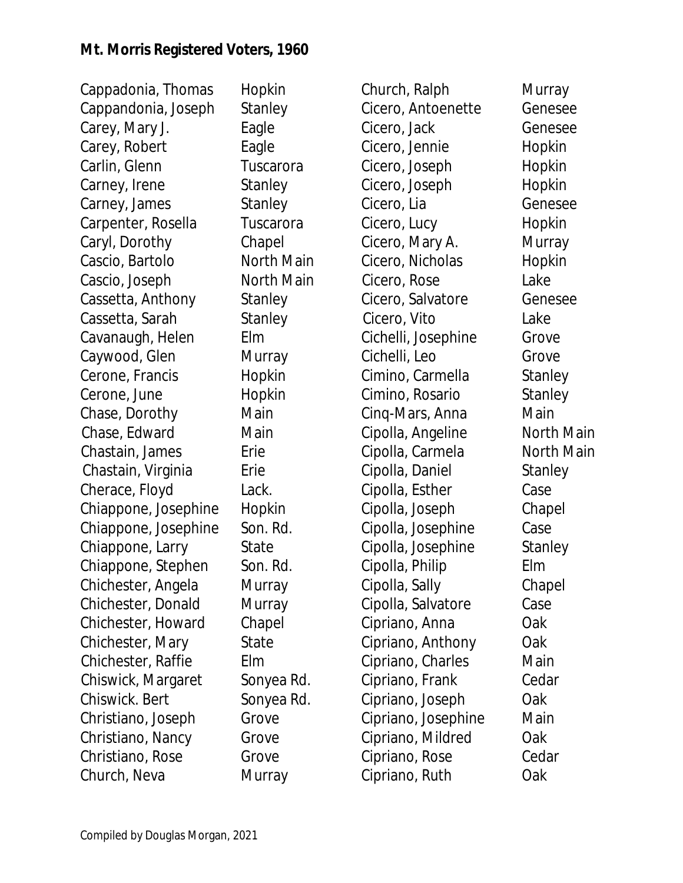**Mt. Morris Registered Voters, 1960**

| Name | Street |
|---|---|
| Cappadonia, Thomas | Hopkin |
| Cappandonia, Joseph | Stanley |
| Carey, Mary J. | Eagle |
| Carey, Robert | Eagle |
| Carlin, Glenn | Tuscarora |
| Carney, Irene | Stanley |
| Carney, James | Stanley |
| Carpenter, Rosella | Tuscarora |
| Caryl, Dorothy | Chapel |
| Cascio, Bartolo | North Main |
| Cascio, Joseph | North Main |
| Cassetta, Anthony | Stanley |
| Cassetta, Sarah | Stanley |
| Cavanaugh, Helen | Elm |
| Caywood, Glen | Murray |
| Cerone, Francis | Hopkin |
| Cerone, June | Hopkin |
| Chase, Dorothy | Main |
| Chase, Edward | Main |
| Chastain, James | Erie |
| Chastain, Virginia | Erie |
| Cherace, Floyd | Lack. |
| Chiappone, Josephine | Hopkin |
| Chiappone, Josephine | Son. Rd. |
| Chiappone, Larry | State |
| Chiappone, Stephen | Son. Rd. |
| Chichester, Angela | Murray |
| Chichester, Donald | Murray |
| Chichester, Howard | Chapel |
| Chichester, Mary | State |
| Chichester, Raffie | Elm |
| Chiswick, Margaret | Sonyea Rd. |
| Chiswick. Bert | Sonyea Rd. |
| Christiano, Joseph | Grove |
| Christiano, Nancy | Grove |
| Christiano, Rose | Grove |
| Church, Neva | Murray |
| Church, Ralph | Murray |
| Cicero, Antoenette | Genesee |
| Cicero, Jack | Genesee |
| Cicero, Jennie | Hopkin |
| Cicero, Joseph | Hopkin |
| Cicero, Joseph | Hopkin |
| Cicero, Lia | Genesee |
| Cicero, Lucy | Hopkin |
| Cicero, Mary A. | Murray |
| Cicero, Nicholas | Hopkin |
| Cicero, Rose | Lake |
| Cicero, Salvatore | Genesee |
| Cicero, Vito | Lake |
| Cichelli, Josephine | Grove |
| Cichelli, Leo | Grove |
| Cimino, Carmella | Stanley |
| Cimino, Rosario | Stanley |
| Cinq-Mars, Anna | Main |
| Cipolla, Angeline | North Main |
| Cipolla, Carmela | North Main |
| Cipolla, Daniel | Stanley |
| Cipolla, Esther | Case |
| Cipolla, Joseph | Chapel |
| Cipolla, Josephine | Case |
| Cipolla, Josephine | Stanley |
| Cipolla, Philip | Elm |
| Cipolla, Sally | Chapel |
| Cipolla, Salvatore | Case |
| Cipriano, Anna | Oak |
| Cipriano, Anthony | Oak |
| Cipriano, Charles | Main |
| Cipriano, Frank | Cedar |
| Cipriano, Joseph | Oak |
| Cipriano, Josephine | Main |
| Cipriano, Mildred | Oak |
| Cipriano, Rose | Cedar |
| Cipriano, Ruth | Oak |

Compiled by Douglas Morgan, 2021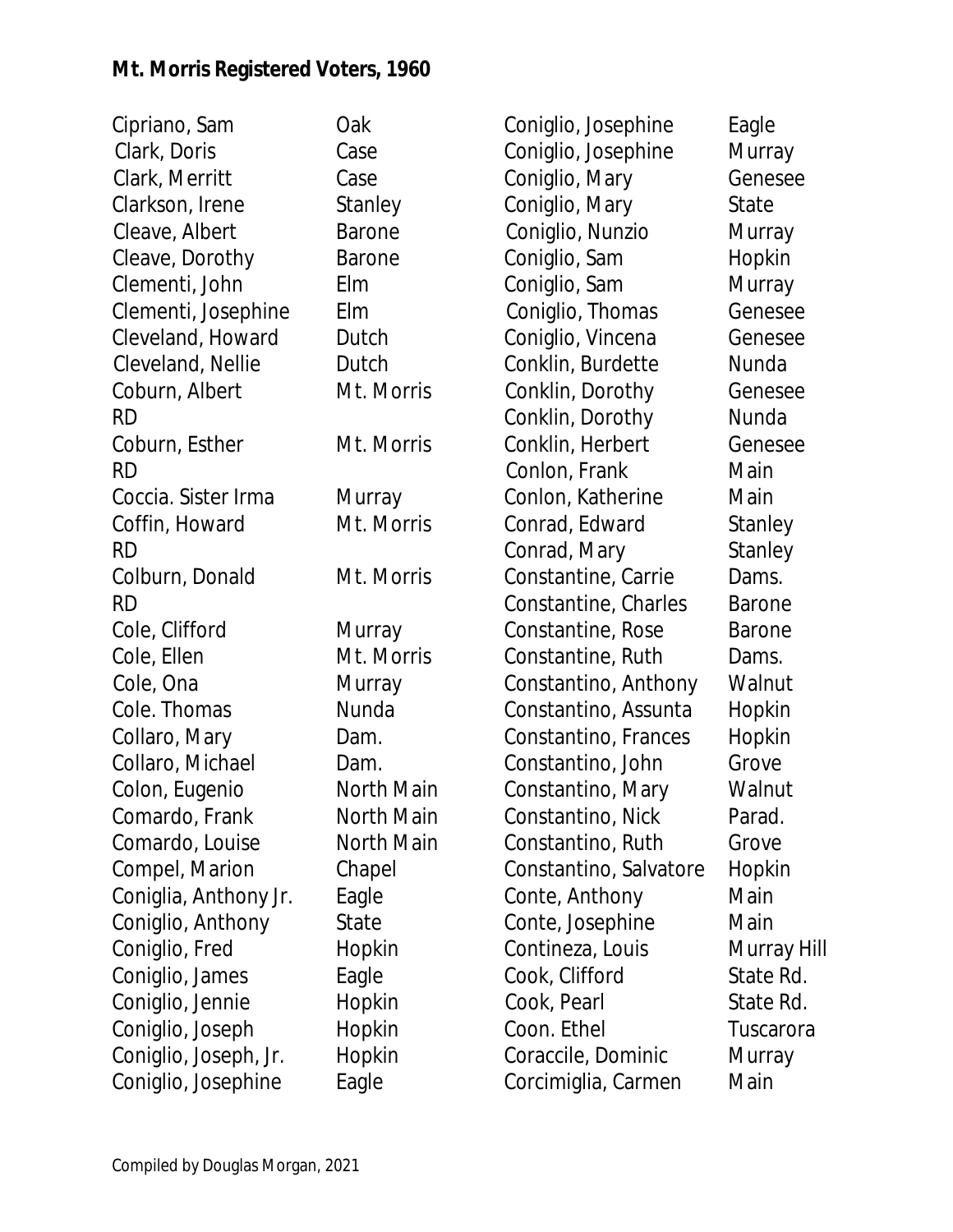**Mt. Morris Registered Voters, 1960**

| Name | Street |
|---|---|
| Cipriano, Sam | Oak |
| Clark, Doris | Case |
| Clark, Merritt | Case |
| Clarkson, Irene | Stanley |
| Cleave, Albert | Barone |
| Cleave, Dorothy | Barone |
| Clementi, John | Elm |
| Clementi, Josephine | Elm |
| Cleveland, Howard | Dutch |
| Cleveland, Nellie | Dutch |
| Coburn, Albert | Mt. Morris RD |
| Coburn, Esther | Mt. Morris RD |
| Coccia. Sister Irma | Murray |
| Coffin, Howard | Mt. Morris RD |
| Colburn, Donald | Mt. Morris RD |
| Cole, Clifford | Murray |
| Cole, Ellen | Mt. Morris |
| Cole, Ona | Murray |
| Cole. Thomas | Nunda |
| Collaro, Mary | Dam. |
| Collaro, Michael | Dam. |
| Colon, Eugenio | North Main |
| Comardo, Frank | North Main |
| Comardo, Louise | North Main |
| Compel, Marion | Chapel |
| Coniglia, Anthony Jr. | Eagle |
| Coniglio, Anthony | State |
| Coniglio, Fred | Hopkin |
| Coniglio, James | Eagle |
| Coniglio, Jennie | Hopkin |
| Coniglio, Joseph | Hopkin |
| Coniglio, Joseph, Jr. | Hopkin |
| Coniglio, Josephine | Eagle |
| Coniglio, Josephine | Eagle |
| Coniglio, Josephine | Murray |
| Coniglio, Mary | Genesee |
| Coniglio, Mary | State |
| Coniglio, Nunzio | Murray |
| Coniglio, Sam | Hopkin |
| Coniglio, Sam | Murray |
| Coniglio, Thomas | Genesee |
| Coniglio, Vincena | Genesee |
| Conklin, Burdette | Nunda |
| Conklin, Dorothy | Genesee |
| Conklin, Dorothy | Nunda |
| Conklin, Herbert | Genesee |
| Conlon, Frank | Main |
| Conlon, Katherine | Main |
| Conrad, Edward | Stanley |
| Conrad, Mary | Stanley |
| Constantine, Carrie | Dams. |
| Constantine, Charles | Barone |
| Constantine, Rose | Barone |
| Constantine, Ruth | Dams. |
| Constantino, Anthony | Walnut |
| Constantino, Assunta | Hopkin |
| Constantino, Frances | Hopkin |
| Constantino, John | Grove |
| Constantino, Mary | Walnut |
| Constantino, Nick | Parad. |
| Constantino, Ruth | Grove |
| Constantino, Salvatore | Hopkin |
| Conte, Anthony | Main |
| Conte, Josephine | Main |
| Contineza, Louis | Murray Hill |
| Cook, Clifford | State Rd. |
| Cook, Pearl | State Rd. |
| Coon. Ethel | Tuscarora |
| Coraccile, Dominic | Murray |
| Corcimiglia, Carmen | Main |

Compiled by Douglas Morgan, 2021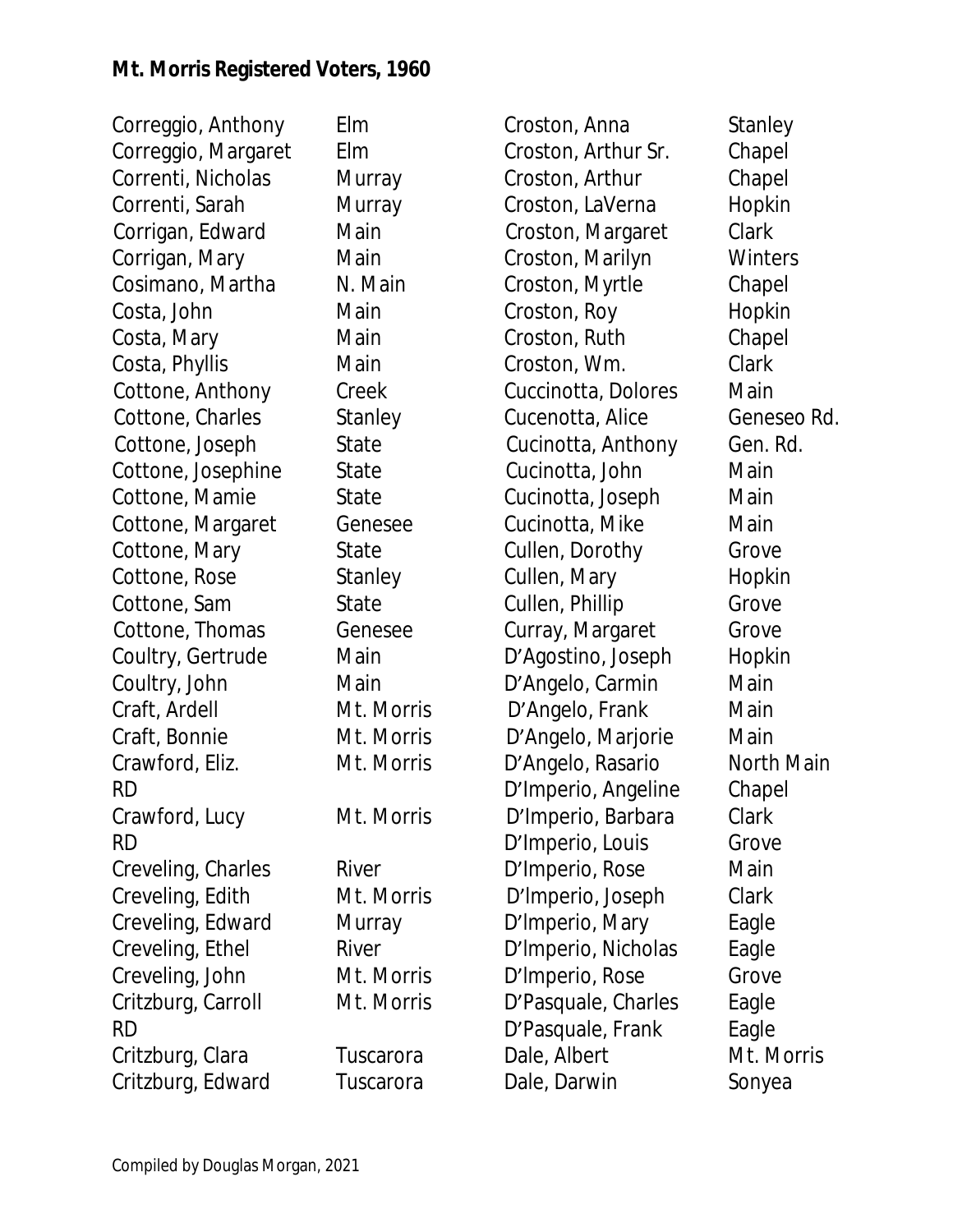# Mt. Morris Registered Voters, 1960

| Name | Street |
|---|---|
| Correggio, Anthony | Elm |
| Correggio, Margaret | Elm |
| Correnti, Nicholas | Murray |
| Correnti, Sarah | Murray |
| Corrigan, Edward | Main |
| Corrigan, Mary | Main |
| Cosimano, Martha | N. Main |
| Costa, John | Main |
| Costa, Mary | Main |
| Costa, Phyllis | Main |
| Cottone, Anthony | Creek |
| Cottone, Charles | Stanley |
| Cottone, Joseph | State |
| Cottone, Josephine | State |
| Cottone, Mamie | State |
| Cottone, Margaret | Genesee |
| Cottone, Mary | State |
| Cottone, Rose | Stanley |
| Cottone, Sam | State |
| Cottone, Thomas | Genesee |
| Coultry, Gertrude | Main |
| Coultry, John | Main |
| Craft, Ardell | Mt. Morris |
| Craft, Bonnie | Mt. Morris |
| Crawford, Eliz. | Mt. Morris RD |
| Crawford, Lucy | Mt. Morris RD |
| Creveling, Charles | River |
| Creveling, Edith | Mt. Morris |
| Creveling, Edward | Murray |
| Creveling, Ethel | River |
| Creveling, John | Mt. Morris |
| Critzburg, Carroll | Mt. Morris RD |
| Critzburg, Clara | Tuscarora |
| Critzburg, Edward | Tuscarora |
| Croston, Anna | Stanley |
| Croston, Arthur Sr. | Chapel |
| Croston, Arthur | Chapel |
| Croston, LaVerna | Hopkin |
| Croston, Margaret | Clark |
| Croston, Marilyn | Winters |
| Croston, Myrtle | Chapel |
| Croston, Roy | Hopkin |
| Croston, Ruth | Chapel |
| Croston, Wm. | Clark |
| Cuccinotta, Dolores | Main |
| Cucenotta, Alice | Geneseo Rd. |
| Cucinotta, Anthony | Gen. Rd. |
| Cucinotta, John | Main |
| Cucinotta, Joseph | Main |
| Cucinotta, Mike | Main |
| Cullen, Dorothy | Grove |
| Cullen, Mary | Hopkin |
| Cullen, Phillip | Grove |
| Curray, Margaret | Grove |
| D'Agostino, Joseph | Hopkin |
| D'Angelo, Carmin | Main |
| D'Angelo, Frank | Main |
| D'Angelo, Marjorie | Main |
| D'Angelo, Rasario | North Main |
| D'Imperio, Angeline | Chapel |
| D'Imperio, Barbara | Clark |
| D'Imperio, Louis | Grove |
| D'Imperio, Rose | Main |
| D'lmperio, Joseph | Clark |
| D'lmperio, Mary | Eagle |
| D'lmperio, Nicholas | Eagle |
| D'lmperio, Rose | Grove |
| D'Pasquale, Charles | Eagle |
| D'Pasquale, Frank | Eagle |
| Dale, Albert | Mt. Morris |
| Dale, Darwin | Sonyea |

Compiled by Douglas Morgan, 2021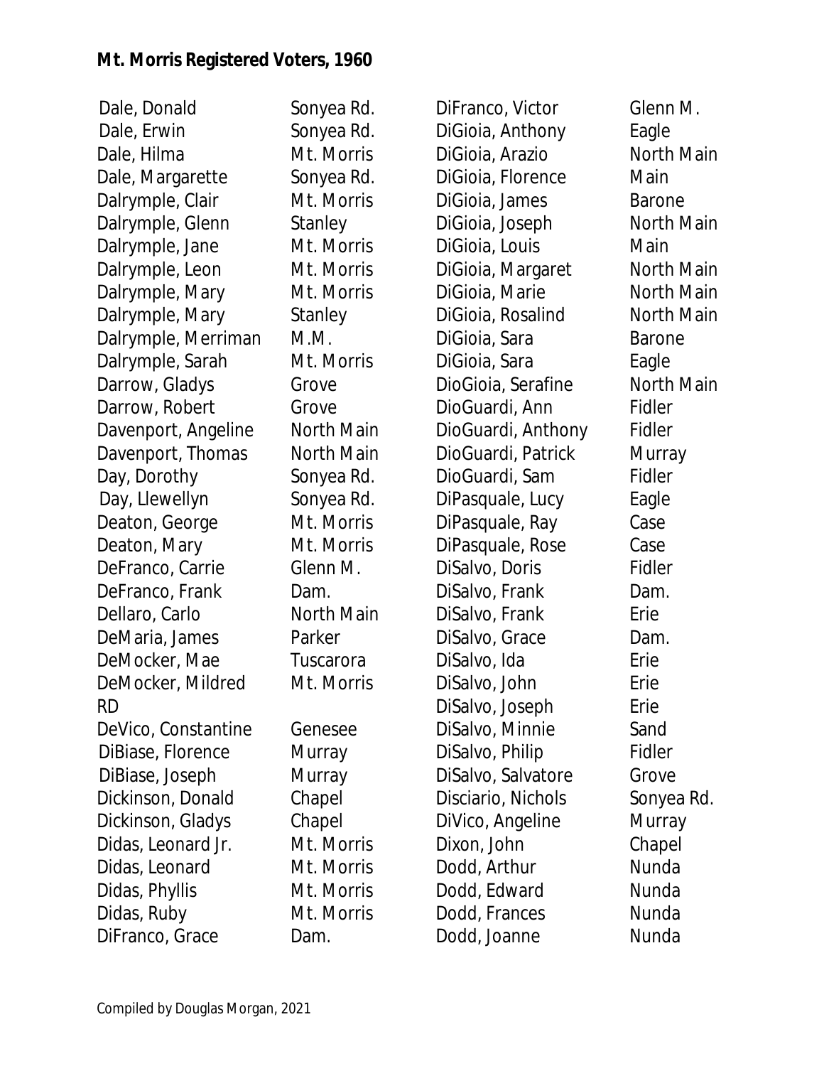**Mt. Morris Registered Voters, 1960**

| Name | Address |
|---|---|
| Dale, Donald | Sonyea Rd. |
| Dale, Erwin | Sonyea Rd. |
| Dale, Hilma | Mt. Morris |
| Dale, Margarette | Sonyea Rd. |
| Dalrymple, Clair | Mt. Morris |
| Dalrymple, Glenn | Stanley |
| Dalrymple, Jane | Mt. Morris |
| Dalrymple, Leon | Mt. Morris |
| Dalrymple, Mary | Mt. Morris |
| Dalrymple, Mary | Stanley |
| Dalrymple, Merriman | M.M. |
| Dalrymple, Sarah | Mt. Morris |
| Darrow, Gladys | Grove |
| Darrow, Robert | Grove |
| Davenport, Angeline | North Main |
| Davenport, Thomas | North Main |
| Day, Dorothy | Sonyea Rd. |
| Day, Llewellyn | Sonyea Rd. |
| Deaton, George | Mt. Morris |
| Deaton, Mary | Mt. Morris |
| DeFranco, Carrie | Glenn M. |
| DeFranco, Frank | Dam. |
| Dellaro, Carlo | North Main |
| DeMaria, James | Parker |
| DeMocker, Mae | Tuscarora |
| DeMocker, Mildred | Mt. Morris RD |
| DeVico, Constantine | Genesee |
| DiBiase, Florence | Murray |
| DiBiase, Joseph | Murray |
| Dickinson, Donald | Chapel |
| Dickinson, Gladys | Chapel |
| Didas, Leonard Jr. | Mt. Morris |
| Didas, Leonard | Mt. Morris |
| Didas, Phyllis | Mt. Morris |
| Didas, Ruby | Mt. Morris |
| DiFranco, Grace | Dam. |
| DiFranco, Victor | Glenn M. |
| DiGioia, Anthony | Eagle |
| DiGioia, Arazio | North Main |
| DiGioia, Florence | Main |
| DiGioia, James | Barone |
| DiGioia, Joseph | North Main |
| DiGioia, Louis | Main |
| DiGioia, Margaret | North Main |
| DiGioia, Marie | North Main |
| DiGioia, Rosalind | North Main |
| DiGioia, Sara | Barone |
| DiGioia, Sara | Eagle |
| DioGioia, Serafine | North Main |
| DioGuardi, Ann | Fidler |
| DioGuardi, Anthony | Fidler |
| DioGuardi, Patrick | Murray |
| DioGuardi, Sam | Fidler |
| DiPasquale, Lucy | Eagle |
| DiPasquale, Ray | Case |
| DiPasquale, Rose | Case |
| DiSalvo, Doris | Fidler |
| DiSalvo, Frank | Dam. |
| DiSalvo, Frank | Erie |
| DiSalvo, Grace | Dam. |
| DiSalvo, Ida | Erie |
| DiSalvo, John | Erie |
| DiSalvo, Joseph | Erie |
| DiSalvo, Minnie | Sand |
| DiSalvo, Philip | Fidler |
| DiSalvo, Salvatore | Grove |
| Disciario, Nichols | Sonyea Rd. |
| DiVico, Angeline | Murray |
| Dixon, John | Chapel |
| Dodd, Arthur | Nunda |
| Dodd, Edward | Nunda |
| Dodd, Frances | Nunda |
| Dodd, Joanne | Nunda |

Compiled by Douglas Morgan, 2021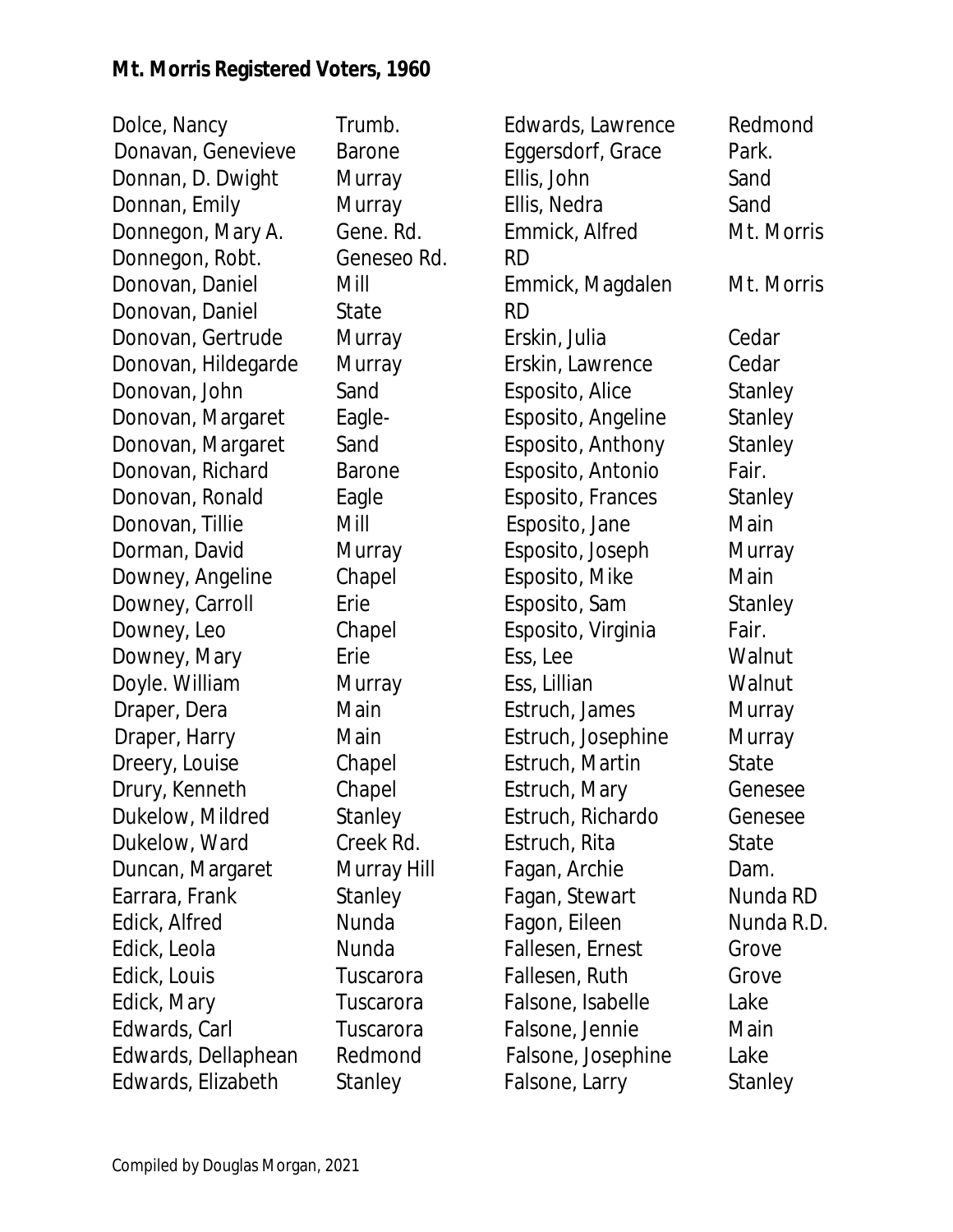**Mt. Morris Registered Voters, 1960**

| Name | Street |
|---|---|
| Dolce, Nancy | Trumb. |
| Donavan, Genevieve | Barone |
| Donnan, D. Dwight | Murray |
| Donnan, Emily | Murray |
| Donnegon, Mary A. | Gene. Rd. |
| Donnegon, Robt. | Geneseo Rd. |
| Donovan, Daniel | Mill |
| Donovan, Daniel | State |
| Donovan, Gertrude | Murray |
| Donovan, Hildegarde | Murray |
| Donovan, John | Sand |
| Donovan, Margaret | Eagle- |
| Donovan, Margaret | Sand |
| Donovan, Richard | Barone |
| Donovan, Ronald | Eagle |
| Donovan, Tillie | Mill |
| Dorman, David | Murray |
| Downey, Angeline | Chapel |
| Downey, Carroll | Erie |
| Downey, Leo | Chapel |
| Downey, Mary | Erie |
| Doyle. William | Murray |
| Draper, Dera | Main |
| Draper, Harry | Main |
| Dreery, Louise | Chapel |
| Drury, Kenneth | Chapel |
| Dukelow, Mildred | Stanley |
| Dukelow, Ward | Creek Rd. |
| Duncan, Margaret | Murray Hill |
| Earrara, Frank | Stanley |
| Edick, Alfred | Nunda |
| Edick, Leola | Nunda |
| Edick, Louis | Tuscarora |
| Edick, Mary | Tuscarora |
| Edwards, Carl | Tuscarora |
| Edwards, Dellaphean | Redmond |
| Edwards, Elizabeth | Stanley |
| Edwards, Lawrence | Redmond |
| Eggersdorf, Grace | Park. |
| Ellis, John | Sand |
| Ellis, Nedra | Sand |
| Emmick, Alfred | Mt. Morris RD |
| Emmick, Magdalen | Mt. Morris RD |
| Erskin, Julia | Cedar |
| Erskin, Lawrence | Cedar |
| Esposito, Alice | Stanley |
| Esposito, Angeline | Stanley |
| Esposito, Anthony | Stanley |
| Esposito, Antonio | Fair. |
| Esposito, Frances | Stanley |
| Esposito, Jane | Main |
| Esposito, Joseph | Murray |
| Esposito, Mike | Main |
| Esposito, Sam | Stanley |
| Esposito, Virginia | Fair. |
| Ess, Lee | Walnut |
| Ess, Lillian | Walnut |
| Estruch, James | Murray |
| Estruch, Josephine | Murray |
| Estruch, Martin | State |
| Estruch, Mary | Genesee |
| Estruch, Richardo | Genesee |
| Estruch, Rita | State |
| Fagan, Archie | Dam. |
| Fagan, Stewart | Nunda RD |
| Fagon, Eileen | Nunda R.D. |
| Fallesen, Ernest | Grove |
| Fallesen, Ruth | Grove |
| Falsone, Isabelle | Lake |
| Falsone, Jennie | Main |
| Falsone, Josephine | Lake |
| Falsone, Larry | Stanley |

Compiled by Douglas Morgan, 2021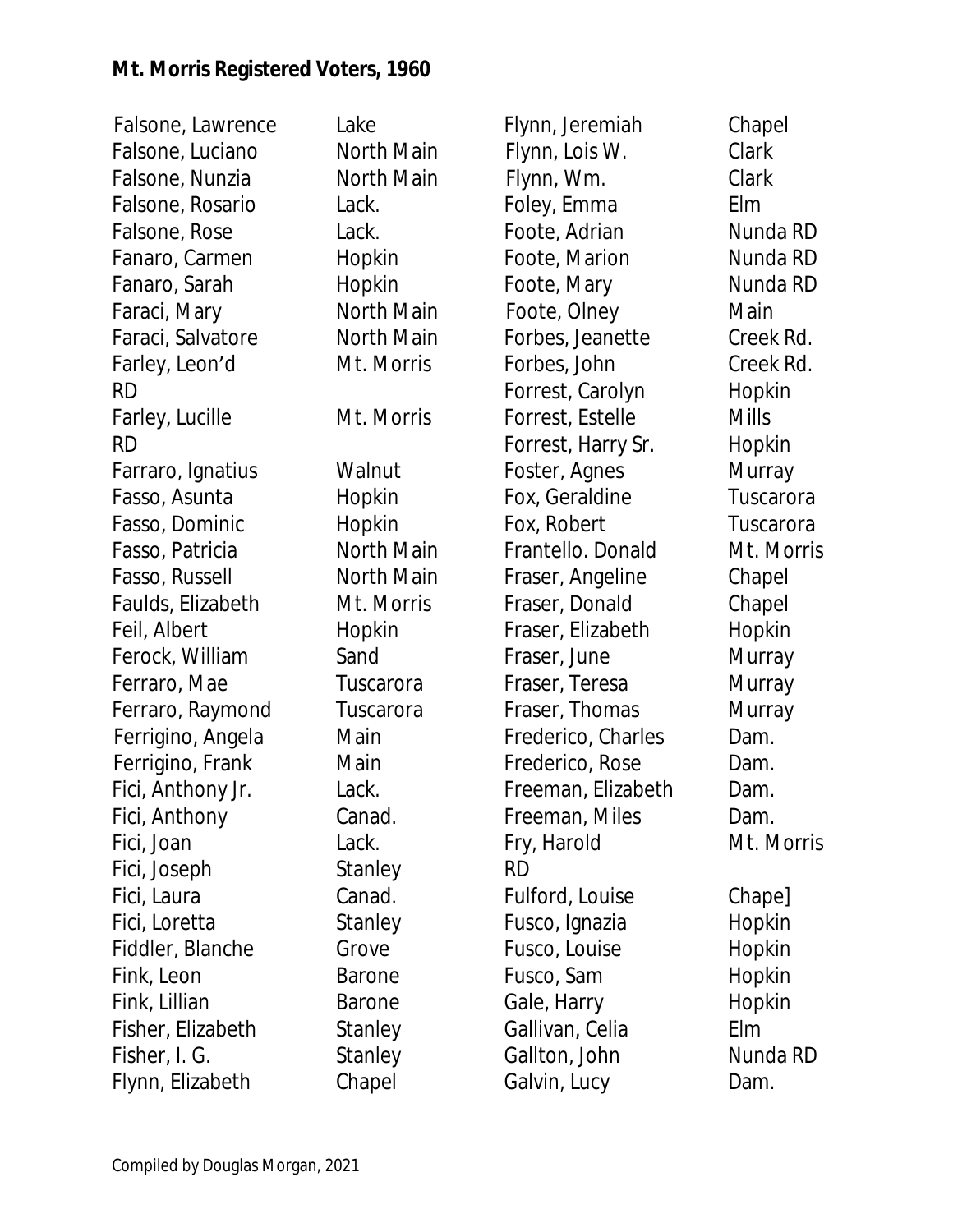**Mt. Morris Registered Voters, 1960**

| Name | Street |
|---|---|
| Falsone, Lawrence | Lake |
| Falsone, Luciano | North Main |
| Falsone, Nunzia | North Main |
| Falsone, Rosario | Lack. |
| Falsone, Rose | Lack. |
| Fanaro, Carmen | Hopkin |
| Fanaro, Sarah | Hopkin |
| Faraci, Mary | North Main |
| Faraci, Salvatore | North Main |
| Farley, Leon'd | Mt. Morris RD |
| Farley, Lucille | Mt. Morris RD |
| Farraro, Ignatius | Walnut |
| Fasso, Asunta | Hopkin |
| Fasso, Dominic | Hopkin |
| Fasso, Patricia | North Main |
| Fasso, Russell | North Main |
| Faulds, Elizabeth | Mt. Morris |
| Feil, Albert | Hopkin |
| Ferock, William | Sand |
| Ferraro, Mae | Tuscarora |
| Ferraro, Raymond | Tuscarora |
| Ferrigino, Angela | Main |
| Ferrigino, Frank | Main |
| Fici, Anthony Jr. | Lack. |
| Fici, Anthony | Canad. |
| Fici, Joan | Lack. |
| Fici, Joseph | Stanley |
| Fici, Laura | Canad. |
| Fici, Loretta | Stanley |
| Fiddler, Blanche | Grove |
| Fink, Leon | Barone |
| Fink, Lillian | Barone |
| Fisher, Elizabeth | Stanley |
| Fisher, I. G. | Stanley |
| Flynn, Elizabeth | Chapel |
| Flynn, Jeremiah | Chapel |
| Flynn, Lois W. | Clark |
| Flynn, Wm. | Clark |
| Foley, Emma | Elm |
| Foote, Adrian | Nunda RD |
| Foote, Marion | Nunda RD |
| Foote, Mary | Nunda RD |
| Foote, Olney | Main |
| Forbes, Jeanette | Creek Rd. |
| Forbes, John | Creek Rd. |
| Forrest, Carolyn | Hopkin |
| Forrest, Estelle | Mills |
| Forrest, Harry Sr. | Hopkin |
| Foster, Agnes | Murray |
| Fox, Geraldine | Tuscarora |
| Fox, Robert | Tuscarora |
| Frantello. Donald | Mt. Morris |
| Fraser, Angeline | Chapel |
| Fraser, Donald | Chapel |
| Fraser, Elizabeth | Hopkin |
| Fraser, June | Murray |
| Fraser, Teresa | Murray |
| Fraser, Thomas | Murray |
| Frederico, Charles | Dam. |
| Frederico, Rose | Dam. |
| Freeman, Elizabeth | Dam. |
| Freeman, Miles | Dam. |
| Fry, Harold | Mt. Morris RD |
| Fulford, Louise | Chape] |
| Fusco, Ignazia | Hopkin |
| Fusco, Louise | Hopkin |
| Fusco, Sam | Hopkin |
| Gale, Harry | Hopkin |
| Gallivan, Celia | Elm |
| Gallton, John | Nunda RD |
| Galvin, Lucy | Dam. |

Compiled by Douglas Morgan, 2021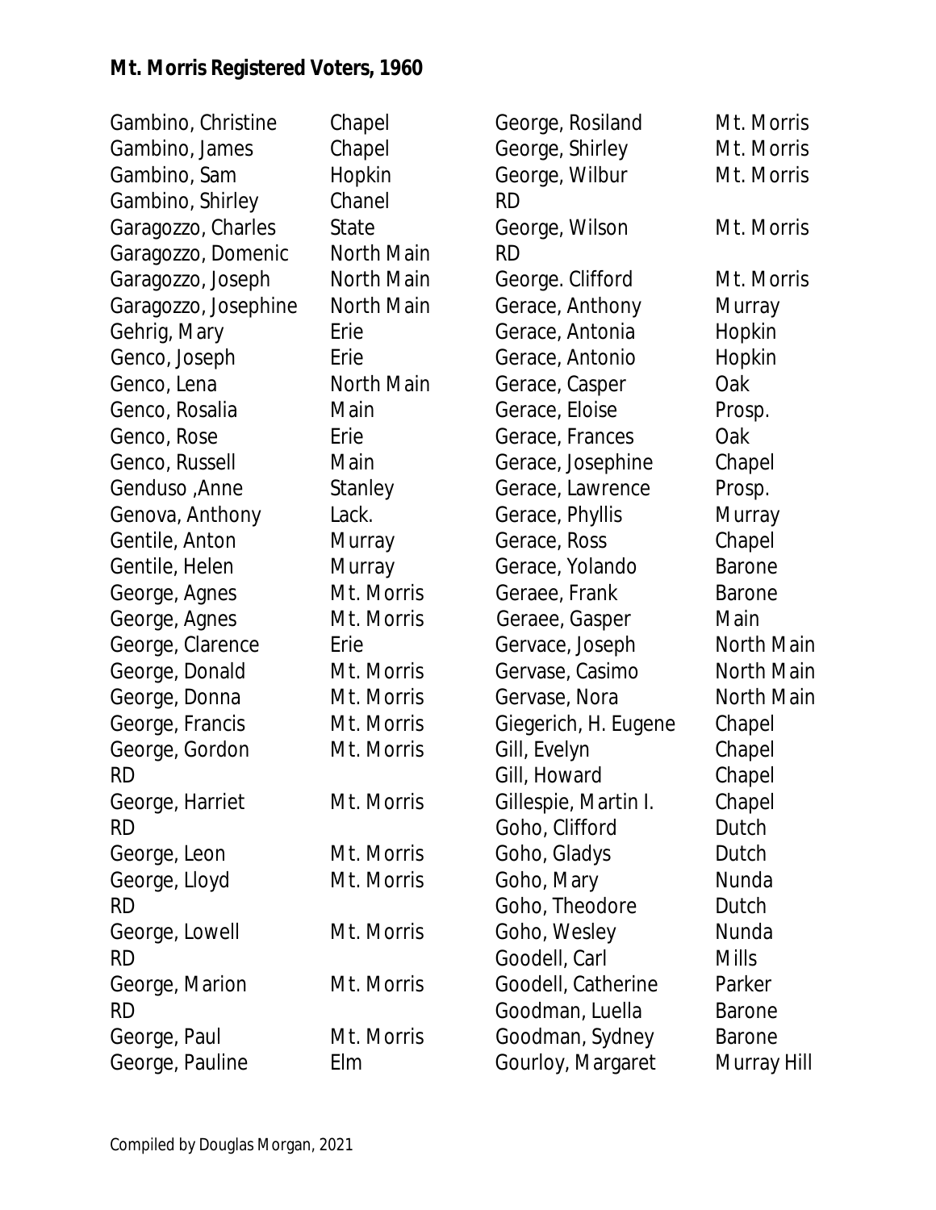**Mt. Morris Registered Voters, 1960**

| Name | Street |
|---|---|
| Gambino, Christine | Chapel |
| Gambino, James | Chapel |
| Gambino, Sam | Hopkin |
| Gambino, Shirley | Chanel |
| Garagozzo, Charles | State |
| Garagozzo, Domenic | North Main |
| Garagozzo, Joseph | North Main |
| Garagozzo, Josephine | North Main |
| Gehrig, Mary | Erie |
| Genco, Joseph | Erie |
| Genco, Lena | North Main |
| Genco, Rosalia | Main |
| Genco, Rose | Erie |
| Genco, Russell | Main |
| Genduso ,Anne | Stanley |
| Genova, Anthony | Lack. |
| Gentile, Anton | Murray |
| Gentile, Helen | Murray |
| George, Agnes | Mt. Morris |
| George, Agnes | Mt. Morris |
| George, Clarence | Erie |
| George, Donald | Mt. Morris |
| George, Donna | Mt. Morris |
| George, Francis | Mt. Morris |
| George, Gordon | Mt. Morris |
| RD | |
| George, Harriet | Mt. Morris |
| RD | |
| George, Leon | Mt. Morris |
| George, Lloyd | Mt. Morris |
| RD | |
| George, Lowell | Mt. Morris |
| RD | |
| George, Marion | Mt. Morris |
| RD | |
| George, Paul | Mt. Morris |
| George, Pauline | Elm |
| George, Rosiland | Mt. Morris |
| George, Shirley | Mt. Morris |
| George, Wilbur | Mt. Morris |
| RD | |
| George, Wilson | Mt. Morris |
| RD | |
| George. Clifford | Mt. Morris |
| Gerace, Anthony | Murray |
| Gerace, Antonia | Hopkin |
| Gerace, Antonio | Hopkin |
| Gerace, Casper | Oak |
| Gerace, Eloise | Prosp. |
| Gerace, Frances | Oak |
| Gerace, Josephine | Chapel |
| Gerace, Lawrence | Prosp. |
| Gerace, Phyllis | Murray |
| Gerace, Ross | Chapel |
| Gerace, Yolando | Barone |
| Geraee, Frank | Barone |
| Geraee, Gasper | Main |
| Gervace, Joseph | North Main |
| Gervase, Casimo | North Main |
| Gervase, Nora | North Main |
| Giegerich, H. Eugene | Chapel |
| Gill, Evelyn | Chapel |
| Gill, Howard | Chapel |
| Gillespie, Martin I. | Chapel |
| Goho, Clifford | Dutch |
| Goho, Gladys | Dutch |
| Goho, Mary | Nunda |
| Goho, Theodore | Dutch |
| Goho, Wesley | Nunda |
| Goodell, Carl | Mills |
| Goodell, Catherine | Parker |
| Goodman, Luella | Barone |
| Goodman, Sydney | Barone |
| Gourloy, Margaret | Murray Hill |

Compiled by Douglas Morgan, 2021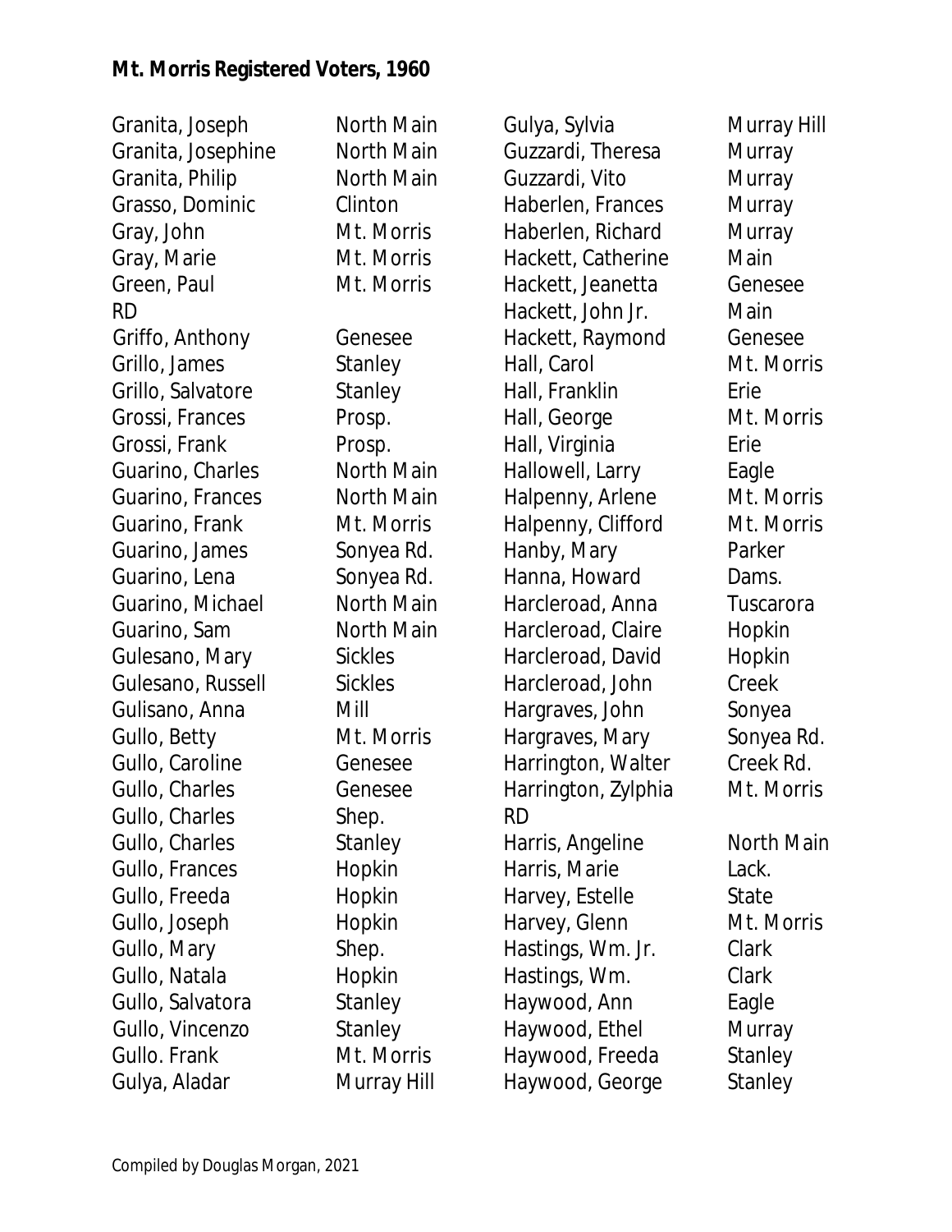**Mt. Morris Registered Voters, 1960**

| Name | Street |
|---|---|
| Granita, Joseph | North Main |
| Granita, Josephine | North Main |
| Granita, Philip | North Main |
| Grasso, Dominic | Clinton |
| Gray, John | Mt. Morris |
| Gray, Marie | Mt. Morris |
| Green, Paul | Mt. Morris RD |
| Griffo, Anthony | Genesee |
| Grillo, James | Stanley |
| Grillo, Salvatore | Stanley |
| Grossi, Frances | Prosp. |
| Grossi, Frank | Prosp. |
| Guarino, Charles | North Main |
| Guarino, Frances | North Main |
| Guarino, Frank | Mt. Morris |
| Guarino, James | Sonyea Rd. |
| Guarino, Lena | Sonyea Rd. |
| Guarino, Michael | North Main |
| Guarino, Sam | North Main |
| Gulesano, Mary | Sickles |
| Gulesano, Russell | Sickles |
| Gulisano, Anna | Mill |
| Gullo, Betty | Mt. Morris |
| Gullo, Caroline | Genesee |
| Gullo, Charles | Genesee |
| Gullo, Charles | Shep. |
| Gullo, Charles | Stanley |
| Gullo, Frances | Hopkin |
| Gullo, Freeda | Hopkin |
| Gullo, Joseph | Hopkin |
| Gullo, Mary | Shep. |
| Gullo, Natala | Hopkin |
| Gullo, Salvatora | Stanley |
| Gullo, Vincenzo | Stanley |
| Gullo. Frank | Mt. Morris |
| Gulya, Aladar | Murray Hill |
| Gulya, Sylvia | Murray Hill |
| Guzzardi, Theresa | Murray |
| Guzzardi, Vito | Murray |
| Haberlen, Frances | Murray |
| Haberlen, Richard | Murray |
| Hackett, Catherine | Main |
| Hackett, Jeanetta | Genesee |
| Hackett, John Jr. | Main |
| Hackett, Raymond | Genesee |
| Hall, Carol | Mt. Morris |
| Hall, Franklin | Erie |
| Hall, George | Mt. Morris |
| Hall, Virginia | Erie |
| Hallowell, Larry | Eagle |
| Halpenny, Arlene | Mt. Morris |
| Halpenny, Clifford | Mt. Morris |
| Hanby, Mary | Parker |
| Hanna, Howard | Dams. |
| Harcleroad, Anna | Tuscarora |
| Harcleroad, Claire | Hopkin |
| Harcleroad, David | Hopkin |
| Harcleroad, John | Creek |
| Hargraves, John | Sonyea |
| Hargraves, Mary | Sonyea Rd. |
| Harrington, Walter | Creek Rd. |
| Harrington, Zylphia | Mt. Morris RD |
| Harris, Angeline | North Main |
| Harris, Marie | Lack. |
| Harvey, Estelle | State |
| Harvey, Glenn | Mt. Morris |
| Hastings, Wm. Jr. | Clark |
| Hastings, Wm. | Clark |
| Haywood, Ann | Eagle |
| Haywood, Ethel | Murray |
| Haywood, Freeda | Stanley |
| Haywood, George | Stanley |

Compiled by Douglas Morgan, 2021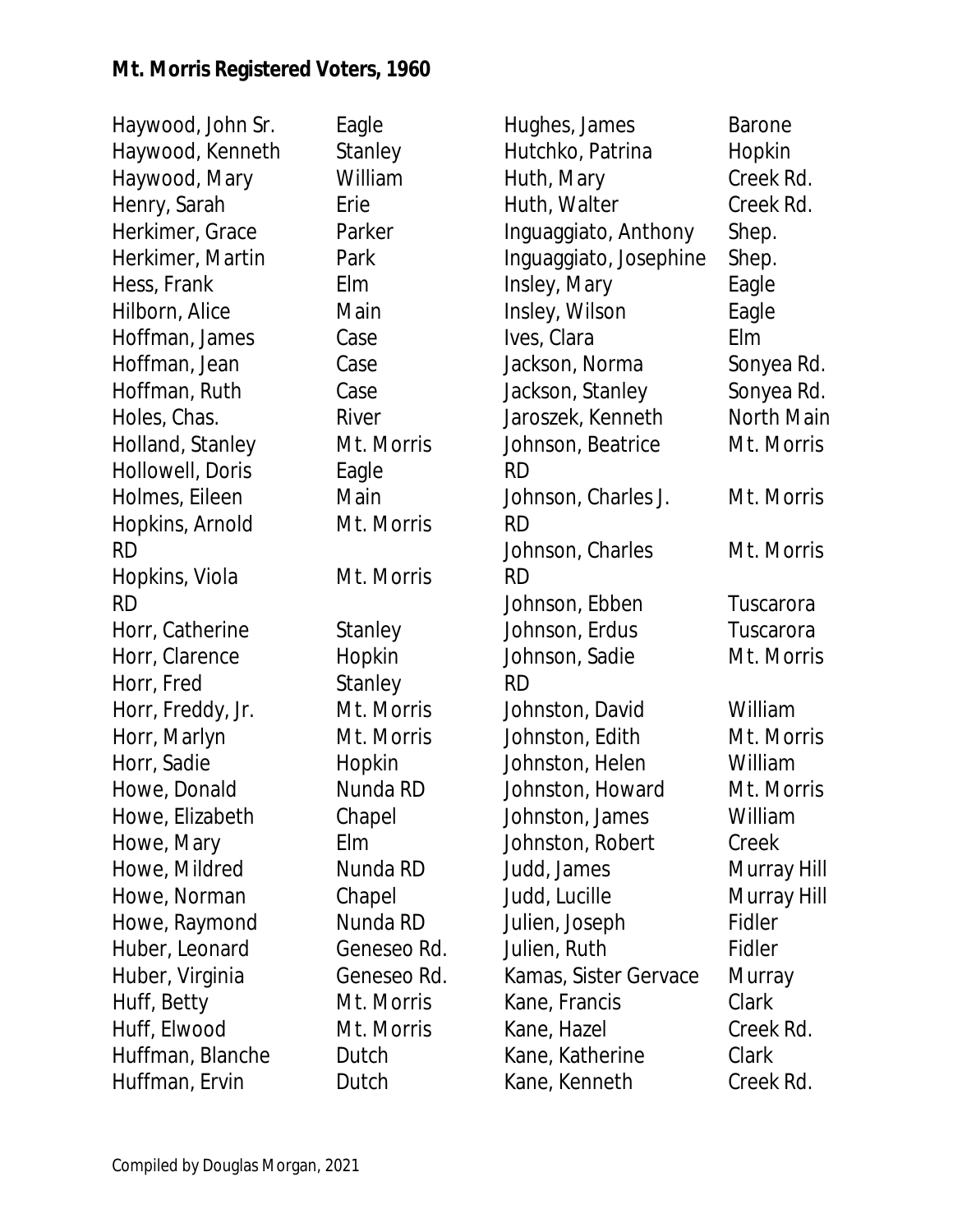**Mt. Morris Registered Voters, 1960**

| Name | Street |
|---|---|
| Haywood, John Sr. | Eagle |
| Haywood, Kenneth | Stanley |
| Haywood, Mary | William |
| Henry, Sarah | Erie |
| Herkimer, Grace | Parker |
| Herkimer, Martin | Park |
| Hess, Frank | Elm |
| Hilborn, Alice | Main |
| Hoffman, James | Case |
| Hoffman, Jean | Case |
| Hoffman, Ruth | Case |
| Holes, Chas. | River |
| Holland, Stanley | Mt. Morris |
| Hollowell, Doris | Eagle |
| Holmes, Eileen | Main |
| Hopkins, Arnold | Mt. Morris RD |
| Hopkins, Viola | Mt. Morris RD |
| Horr, Catherine | Stanley |
| Horr, Clarence | Hopkin |
| Horr, Fred | Stanley |
| Horr, Freddy, Jr. | Mt. Morris |
| Horr, Marlyn | Mt. Morris |
| Horr, Sadie | Hopkin |
| Howe, Donald | Nunda RD |
| Howe, Elizabeth | Chapel |
| Howe, Mary | Elm |
| Howe, Mildred | Nunda RD |
| Howe, Norman | Chapel |
| Howe, Raymond | Nunda RD |
| Huber, Leonard | Geneseo Rd. |
| Huber, Virginia | Geneseo Rd. |
| Huff, Betty | Mt. Morris |
| Huff, Elwood | Mt. Morris |
| Huffman, Blanche | Dutch |
| Huffman, Ervin | Dutch |
| Hughes, James | Barone |
| Hutchko, Patrina | Hopkin |
| Huth, Mary | Creek Rd. |
| Huth, Walter | Creek Rd. |
| Inguaggiato, Anthony | Shep. |
| Inguaggiato, Josephine | Shep. |
| Insley, Mary | Eagle |
| Insley, Wilson | Eagle |
| Ives, Clara | Elm |
| Jackson, Norma | Sonyea Rd. |
| Jackson, Stanley | Sonyea Rd. |
| Jaroszek, Kenneth | North Main |
| Johnson, Beatrice | Mt. Morris RD |
| Johnson, Charles J. | Mt. Morris RD |
| Johnson, Charles | Mt. Morris RD |
| Johnson, Ebben | Tuscarora |
| Johnson, Erdus | Tuscarora |
| Johnson, Sadie | Mt. Morris RD |
| Johnston, David | William |
| Johnston, Edith | Mt. Morris |
| Johnston, Helen | William |
| Johnston, Howard | Mt. Morris |
| Johnston, James | William |
| Johnston, Robert | Creek |
| Judd, James | Murray Hill |
| Judd, Lucille | Murray Hill |
| Julien, Joseph | Fidler |
| Julien, Ruth | Fidler |
| Kamas, Sister Gervace | Murray |
| Kane, Francis | Clark |
| Kane, Hazel | Creek Rd. |
| Kane, Katherine | Clark |
| Kane, Kenneth | Creek Rd. |

Compiled by Douglas Morgan, 2021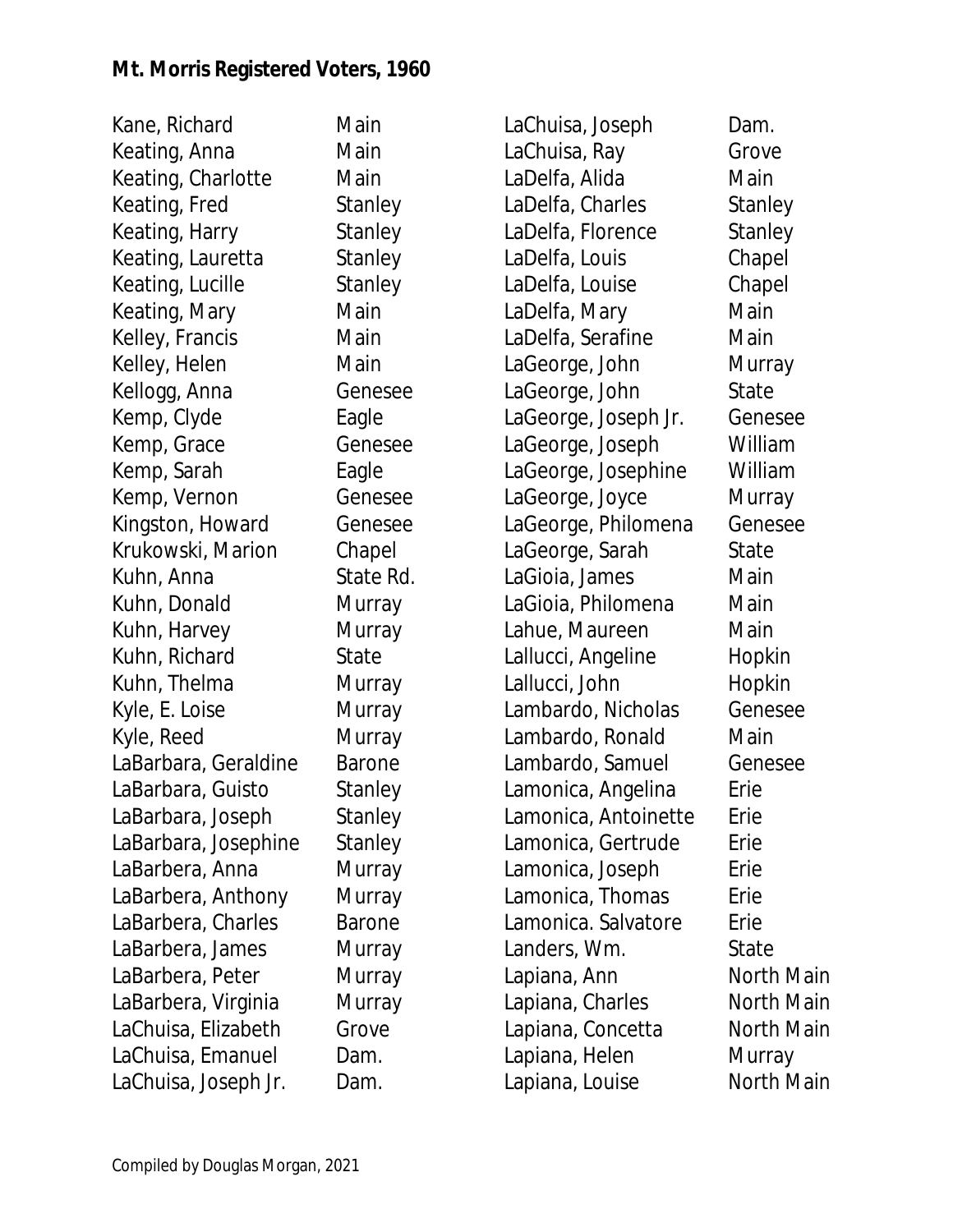**Mt. Morris Registered Voters, 1960**

| Name | Street |
|---|---|
| Kane, Richard | Main |
| Keating, Anna | Main |
| Keating, Charlotte | Main |
| Keating, Fred | Stanley |
| Keating, Harry | Stanley |
| Keating, Lauretta | Stanley |
| Keating, Lucille | Stanley |
| Keating, Mary | Main |
| Kelley, Francis | Main |
| Kelley, Helen | Main |
| Kellogg, Anna | Genesee |
| Kemp, Clyde | Eagle |
| Kemp, Grace | Genesee |
| Kemp, Sarah | Eagle |
| Kemp, Vernon | Genesee |
| Kingston, Howard | Genesee |
| Krukowski, Marion | Chapel |
| Kuhn, Anna | State Rd. |
| Kuhn, Donald | Murray |
| Kuhn, Harvey | Murray |
| Kuhn, Richard | State |
| Kuhn, Thelma | Murray |
| Kyle, E. Loise | Murray |
| Kyle, Reed | Murray |
| LaBarbara, Geraldine | Barone |
| LaBarbara, Guisto | Stanley |
| LaBarbara, Joseph | Stanley |
| LaBarbara, Josephine | Stanley |
| LaBarbera, Anna | Murray |
| LaBarbera, Anthony | Murray |
| LaBarbera, Charles | Barone |
| LaBarbera, James | Murray |
| LaBarbera, Peter | Murray |
| LaBarbera, Virginia | Murray |
| LaChuisa, Elizabeth | Grove |
| LaChuisa, Emanuel | Dam. |
| LaChuisa, Joseph Jr. | Dam. |
| LaChuisa, Joseph | Dam. |
| LaChuisa, Ray | Grove |
| LaDelfa, Alida | Main |
| LaDelfa, Charles | Stanley |
| LaDelfa, Florence | Stanley |
| LaDelfa, Louis | Chapel |
| LaDelfa, Louise | Chapel |
| LaDelfa, Mary | Main |
| LaDelfa, Serafine | Main |
| LaGeorge, John | Murray |
| LaGeorge, John | State |
| LaGeorge, Joseph Jr. | Genesee |
| LaGeorge, Joseph | William |
| LaGeorge, Josephine | William |
| LaGeorge, Joyce | Murray |
| LaGeorge, Philomena | Genesee |
| LaGeorge, Sarah | State |
| LaGioia, James | Main |
| LaGioia, Philomena | Main |
| Lahue, Maureen | Main |
| Lallucci, Angeline | Hopkin |
| Lallucci, John | Hopkin |
| Lambardo, Nicholas | Genesee |
| Lambardo, Ronald | Main |
| Lambardo, Samuel | Genesee |
| Lamonica, Angelina | Erie |
| Lamonica, Antoinette | Erie |
| Lamonica, Gertrude | Erie |
| Lamonica, Joseph | Erie |
| Lamonica, Thomas | Erie |
| Lamonica. Salvatore | Erie |
| Landers, Wm. | State |
| Lapiana, Ann | North Main |
| Lapiana, Charles | North Main |
| Lapiana, Concetta | North Main |
| Lapiana, Helen | Murray |
| Lapiana, Louise | North Main |

Compiled by Douglas Morgan, 2021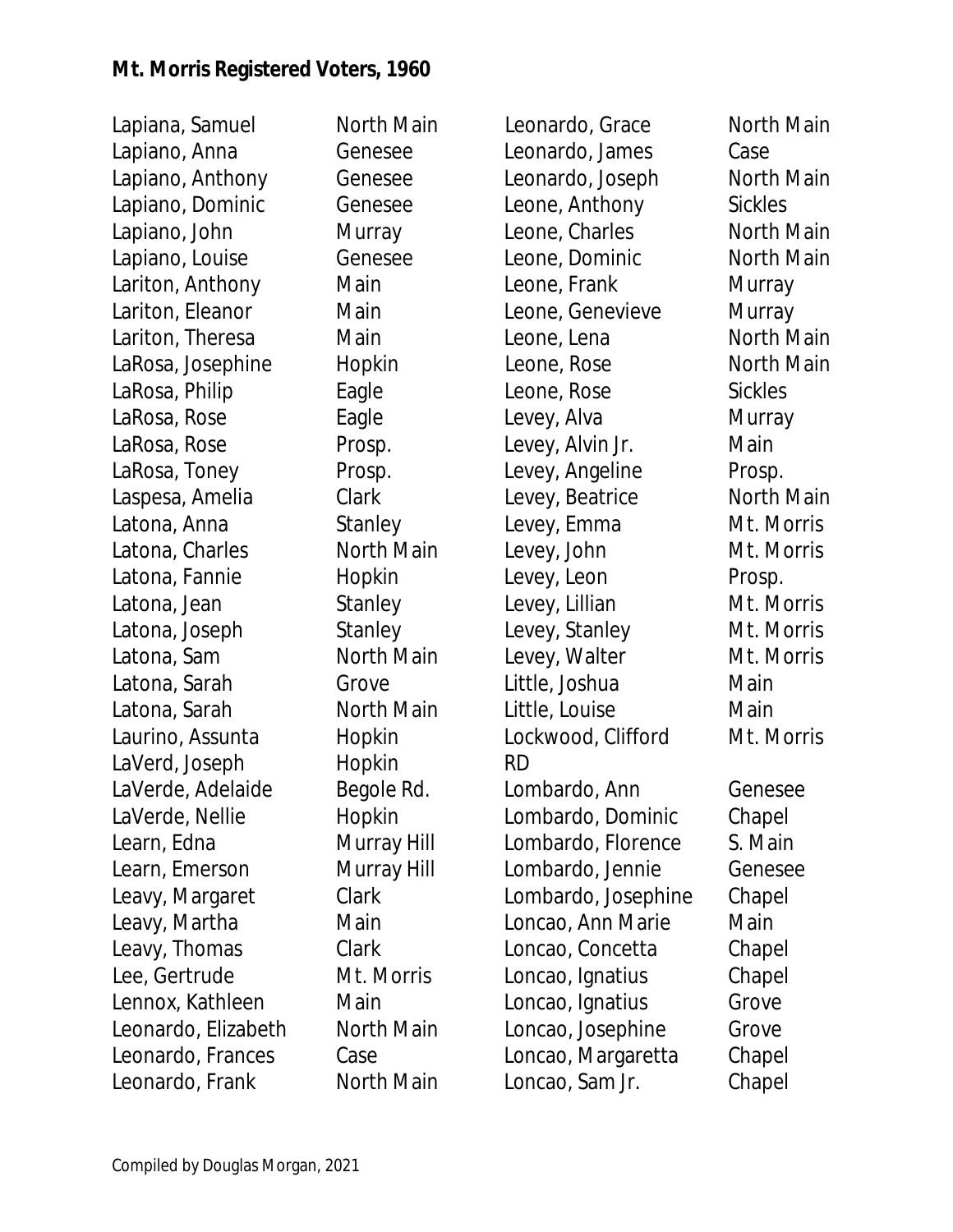**Mt. Morris Registered Voters, 1960**

| Name | Street |
|---|---|
| Lapiana, Samuel | North Main |
| Lapiano, Anna | Genesee |
| Lapiano, Anthony | Genesee |
| Lapiano, Dominic | Genesee |
| Lapiano, John | Murray |
| Lapiano, Louise | Genesee |
| Lariton, Anthony | Main |
| Lariton, Eleanor | Main |
| Lariton, Theresa | Main |
| LaRosa, Josephine | Hopkin |
| LaRosa, Philip | Eagle |
| LaRosa, Rose | Eagle |
| LaRosa, Rose | Prosp. |
| LaRosa, Toney | Prosp. |
| Laspesa, Amelia | Clark |
| Latona, Anna | Stanley |
| Latona, Charles | North Main |
| Latona, Fannie | Hopkin |
| Latona, Jean | Stanley |
| Latona, Joseph | Stanley |
| Latona, Sam | North Main |
| Latona, Sarah | Grove |
| Latona, Sarah | North Main |
| Laurino, Assunta | Hopkin |
| LaVerd, Joseph | Hopkin |
| LaVerde, Adelaide | Begole Rd. |
| LaVerde, Nellie | Hopkin |
| Learn, Edna | Murray Hill |
| Learn, Emerson | Murray Hill |
| Leavy, Margaret | Clark |
| Leavy, Martha | Main |
| Leavy, Thomas | Clark |
| Lee, Gertrude | Mt. Morris |
| Lennox, Kathleen | Main |
| Leonardo, Elizabeth | North Main |
| Leonardo, Frances | Case |
| Leonardo, Frank | North Main |
| Leonardo, Grace | North Main |
| Leonardo, James | Case |
| Leonardo, Joseph | North Main |
| Leone, Anthony | Sickles |
| Leone, Charles | North Main |
| Leone, Dominic | North Main |
| Leone, Frank | Murray |
| Leone, Genevieve | Murray |
| Leone, Lena | North Main |
| Leone, Rose | North Main |
| Leone, Rose | Sickles |
| Levey, Alva | Murray |
| Levey, Alvin Jr. | Main |
| Levey, Angeline | Prosp. |
| Levey, Beatrice | North Main |
| Levey, Emma | Mt. Morris |
| Levey, John | Mt. Morris |
| Levey, Leon | Prosp. |
| Levey, Lillian | Mt. Morris |
| Levey, Stanley | Mt. Morris |
| Levey, Walter | Mt. Morris |
| Little, Joshua | Main |
| Little, Louise | Main |
| Lockwood, Clifford RD | Mt. Morris |
| Lombardo, Ann | Genesee |
| Lombardo, Dominic | Chapel |
| Lombardo, Florence | S. Main |
| Lombardo, Jennie | Genesee |
| Lombardo, Josephine | Chapel |
| Loncao, Ann Marie | Main |
| Loncao, Concetta | Chapel |
| Loncao, Ignatius | Chapel |
| Loncao, Ignatius | Grove |
| Loncao, Josephine | Grove |
| Loncao, Margaretta | Chapel |
| Loncao, Sam Jr. | Chapel |

Compiled by Douglas Morgan, 2021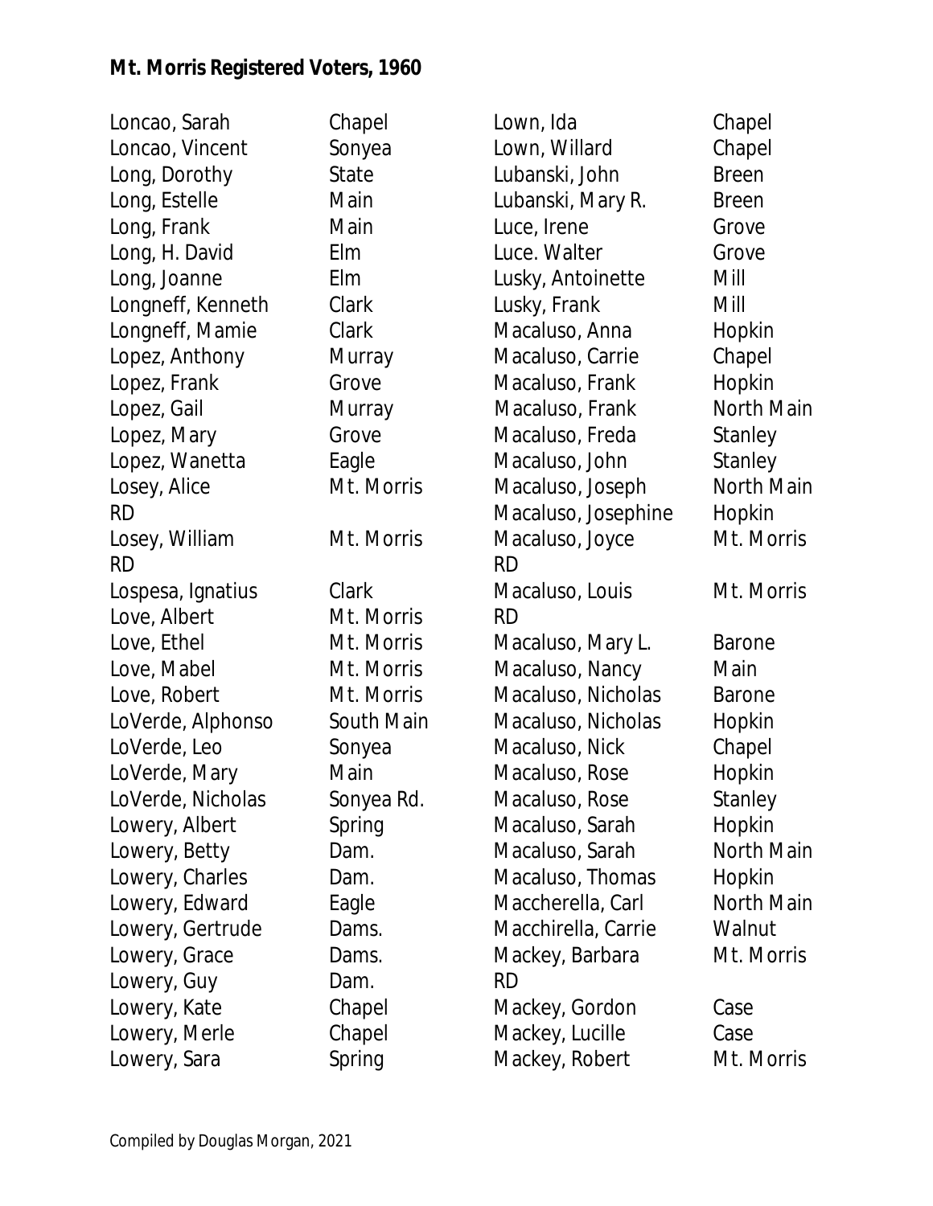**Mt. Morris Registered Voters, 1960**

| Name | Street |
|---|---|
| Loncao, Sarah | Chapel |
| Loncao, Vincent | Sonyea |
| Long, Dorothy | State |
| Long, Estelle | Main |
| Long, Frank | Main |
| Long, H. David | Elm |
| Long, Joanne | Elm |
| Longneff, Kenneth | Clark |
| Longneff, Mamie | Clark |
| Lopez, Anthony | Murray |
| Lopez, Frank | Grove |
| Lopez, Gail | Murray |
| Lopez, Mary | Grove |
| Lopez, Wanetta | Eagle |
| Losey, Alice | Mt. Morris RD |
| Losey, William | Mt. Morris RD |
| Lospesa, Ignatius | Clark |
| Love, Albert | Mt. Morris |
| Love, Ethel | Mt. Morris |
| Love, Mabel | Mt. Morris |
| Love, Robert | Mt. Morris |
| LoVerde, Alphonso | South Main |
| LoVerde, Leo | Sonyea |
| LoVerde, Mary | Main |
| LoVerde, Nicholas | Sonyea Rd. |
| Lowery, Albert | Spring |
| Lowery, Betty | Dam. |
| Lowery, Charles | Dam. |
| Lowery, Edward | Eagle |
| Lowery, Gertrude | Dams. |
| Lowery, Grace | Dams. |
| Lowery, Guy | Dam. |
| Lowery, Kate | Chapel |
| Lowery, Merle | Chapel |
| Lowery, Sara | Spring |
| Lown, Ida | Chapel |
| Lown, Willard | Chapel |
| Lubanski, John | Breen |
| Lubanski, Mary R. | Breen |
| Luce, Irene | Grove |
| Luce. Walter | Grove |
| Lusky, Antoinette | Mill |
| Lusky, Frank | Mill |
| Macaluso, Anna | Hopkin |
| Macaluso, Carrie | Chapel |
| Macaluso, Frank | Hopkin |
| Macaluso, Frank | North Main |
| Macaluso, Freda | Stanley |
| Macaluso, John | Stanley |
| Macaluso, Joseph | North Main |
| Macaluso, Josephine | Hopkin |
| Macaluso, Joyce | Mt. Morris RD |
| Macaluso, Louis | Mt. Morris RD |
| Macaluso, Mary L. | Barone |
| Macaluso, Nancy | Main |
| Macaluso, Nicholas | Barone |
| Macaluso, Nicholas | Hopkin |
| Macaluso, Nick | Chapel |
| Macaluso, Rose | Hopkin |
| Macaluso, Rose | Stanley |
| Macaluso, Sarah | Hopkin |
| Macaluso, Sarah | North Main |
| Macaluso, Thomas | Hopkin |
| Maccherella, Carl | North Main |
| Macchirella, Carrie | Walnut |
| Mackey, Barbara | Mt. Morris RD |
| Mackey, Gordon | Case |
| Mackey, Lucille | Case |
| Mackey, Robert | Mt. Morris |

Compiled by Douglas Morgan, 2021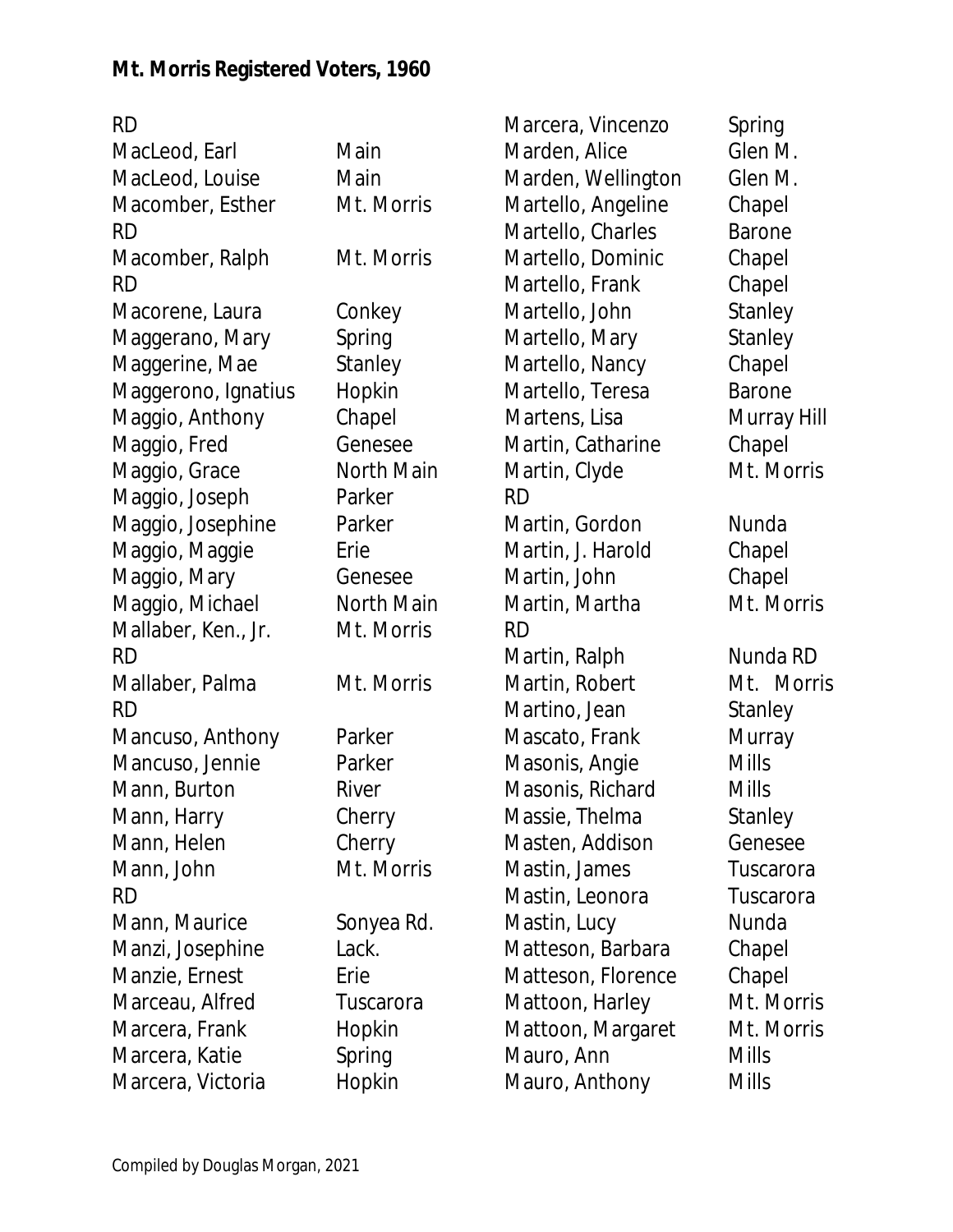**Mt. Morris Registered Voters, 1960**

| Name | Street |
|---|---|
| RD | |
| MacLeod, Earl | Main |
| MacLeod, Louise | Main |
| Macomber, Esther | Mt. Morris RD |
| Macomber, Ralph | Mt. Morris RD |
| Macorene, Laura | Conkey |
| Maggerano, Mary | Spring |
| Maggerine, Mae | Stanley |
| Maggerono, Ignatius | Hopkin |
| Maggio, Anthony | Chapel |
| Maggio, Fred | Genesee |
| Maggio, Grace | North Main |
| Maggio, Joseph | Parker |
| Maggio, Josephine | Parker |
| Maggio, Maggie | Erie |
| Maggio, Mary | Genesee |
| Maggio, Michael | North Main |
| Mallaber, Ken., Jr. | Mt. Morris RD |
| Mallaber, Palma | Mt. Morris RD |
| Mancuso, Anthony | Parker |
| Mancuso, Jennie | Parker |
| Mann, Burton | River |
| Mann, Harry | Cherry |
| Mann, Helen | Cherry |
| Mann, John | Mt. Morris RD |
| Mann, Maurice | Sonyea Rd. |
| Manzi, Josephine | Lack. |
| Manzie, Ernest | Erie |
| Marceau, Alfred | Tuscarora |
| Marcera, Frank | Hopkin |
| Marcera, Katie | Spring |
| Marcera, Victoria | Hopkin |
| Marcera, Vincenzo | Spring |
| Marden, Alice | Glen M. |
| Marden, Wellington | Glen M. |
| Martello, Angeline | Chapel |
| Martello, Charles | Barone |
| Martello, Dominic | Chapel |
| Martello, Frank | Chapel |
| Martello, John | Stanley |
| Martello, Mary | Stanley |
| Martello, Nancy | Chapel |
| Martello, Teresa | Barone |
| Martens, Lisa | Murray Hill |
| Martin, Catharine | Chapel |
| Martin, Clyde | Mt. Morris RD |
| Martin, Gordon | Nunda |
| Martin, J. Harold | Chapel |
| Martin, John | Chapel |
| Martin, Martha | Mt. Morris RD |
| Martin, Ralph | Nunda RD |
| Martin, Robert | Mt. Morris |
| Martino, Jean | Stanley |
| Mascato, Frank | Murray |
| Masonis, Angie | Mills |
| Masonis, Richard | Mills |
| Massie, Thelma | Stanley |
| Masten, Addison | Genesee |
| Mastin, James | Tuscarora |
| Mastin, Leonora | Tuscarora |
| Mastin, Lucy | Nunda |
| Matteson, Barbara | Chapel |
| Matteson, Florence | Chapel |
| Mattoon, Harley | Mt. Morris |
| Mattoon, Margaret | Mt. Morris |
| Mauro, Ann | Mills |
| Mauro, Anthony | Mills |

Compiled by Douglas Morgan, 2021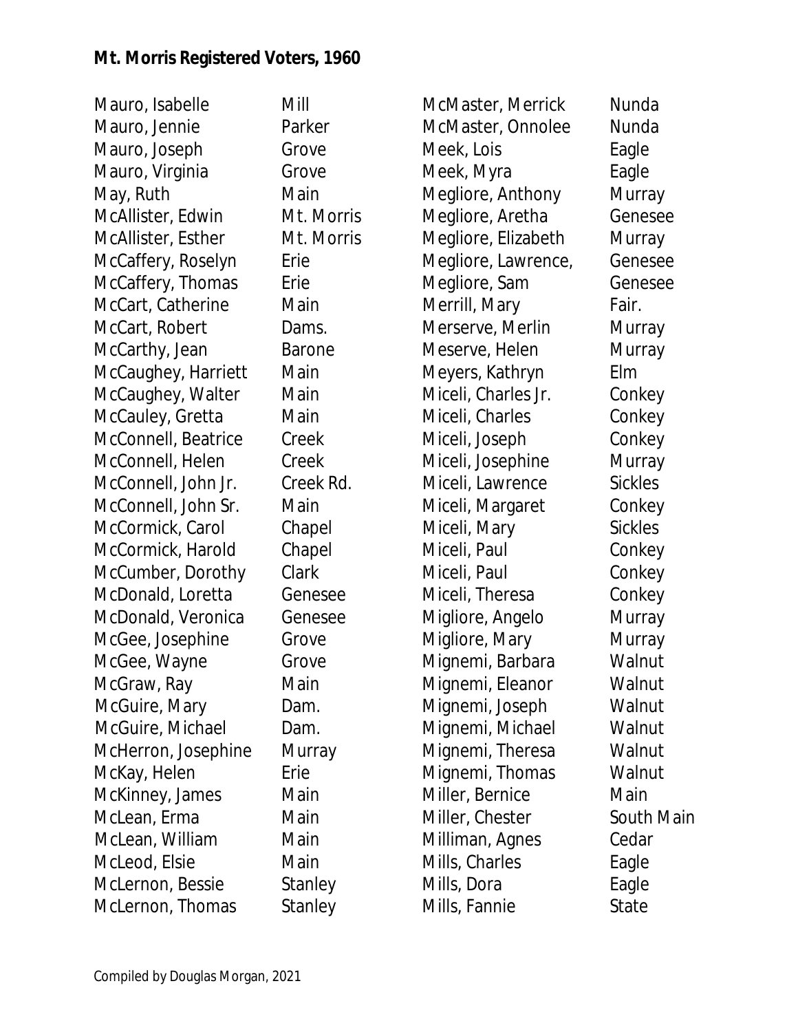**Mt. Morris Registered Voters, 1960**

| Name | Street |
|---|---|
| Mauro, Isabelle | Mill |
| Mauro, Jennie | Parker |
| Mauro, Joseph | Grove |
| Mauro, Virginia | Grove |
| May, Ruth | Main |
| McAllister, Edwin | Mt. Morris |
| McAllister, Esther | Mt. Morris |
| McCaffery, Roselyn | Erie |
| McCaffery, Thomas | Erie |
| McCart, Catherine | Main |
| McCart, Robert | Dams. |
| McCarthy, Jean | Barone |
| McCaughey, Harriett | Main |
| McCaughey, Walter | Main |
| McCauley, Gretta | Main |
| McConnell, Beatrice | Creek |
| McConnell, Helen | Creek |
| McConnell, John Jr. | Creek Rd. |
| McConnell, John Sr. | Main |
| McCormick, Carol | Chapel |
| McCormick, Harold | Chapel |
| McCumber, Dorothy | Clark |
| McDonald, Loretta | Genesee |
| McDonald, Veronica | Genesee |
| McGee, Josephine | Grove |
| McGee, Wayne | Grove |
| McGraw, Ray | Main |
| McGuire, Mary | Dam. |
| McGuire, Michael | Dam. |
| McHerron, Josephine | Murray |
| McKay, Helen | Erie |
| McKinney, James | Main |
| McLean, Erma | Main |
| McLean, William | Main |
| McLeod, Elsie | Main |
| McLernon, Bessie | Stanley |
| McLernon, Thomas | Stanley |
| McMaster, Merrick | Nunda |
| McMaster, Onnolee | Nunda |
| Meek, Lois | Eagle |
| Meek, Myra | Eagle |
| Megliore, Anthony | Murray |
| Megliore, Aretha | Genesee |
| Megliore, Elizabeth | Murray |
| Megliore, Lawrence, | Genesee |
| Megliore, Sam | Genesee |
| Merrill, Mary | Fair. |
| Merserve, Merlin | Murray |
| Meserve, Helen | Murray |
| Meyers, Kathryn | Elm |
| Miceli, Charles Jr. | Conkey |
| Miceli, Charles | Conkey |
| Miceli, Joseph | Conkey |
| Miceli, Josephine | Murray |
| Miceli, Lawrence | Sickles |
| Miceli, Margaret | Conkey |
| Miceli, Mary | Sickles |
| Miceli, Paul | Conkey |
| Miceli, Paul | Conkey |
| Miceli, Theresa | Conkey |
| Migliore, Angelo | Murray |
| Migliore, Mary | Murray |
| Mignemi, Barbara | Walnut |
| Mignemi, Eleanor | Walnut |
| Mignemi, Joseph | Walnut |
| Mignemi, Michael | Walnut |
| Mignemi, Theresa | Walnut |
| Mignemi, Thomas | Walnut |
| Miller, Bernice | Main |
| Miller, Chester | South Main |
| Milliman, Agnes | Cedar |
| Mills, Charles | Eagle |
| Mills, Dora | Eagle |
| Mills, Fannie | State |

Compiled by Douglas Morgan, 2021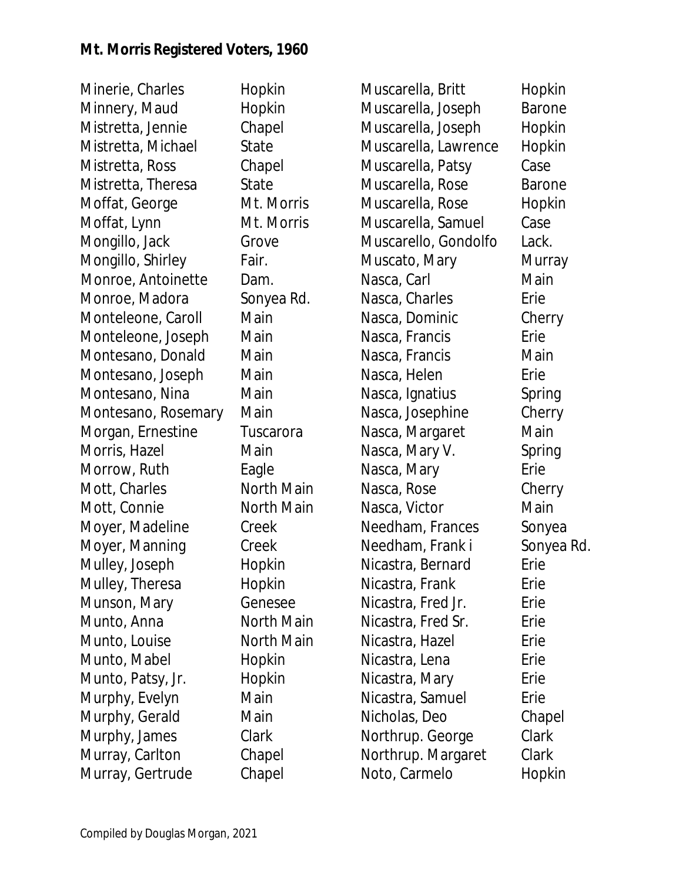**Mt. Morris Registered Voters, 1960**

| Name | Street |
|---|---|
| Minerie, Charles | Hopkin |
| Minnery, Maud | Hopkin |
| Mistretta, Jennie | Chapel |
| Mistretta, Michael | State |
| Mistretta, Ross | Chapel |
| Mistretta, Theresa | State |
| Moffat, George | Mt. Morris |
| Moffat, Lynn | Mt. Morris |
| Mongillo, Jack | Grove |
| Mongillo, Shirley | Fair. |
| Monroe, Antoinette | Dam. |
| Monroe, Madora | Sonyea Rd. |
| Monteleone, Caroll | Main |
| Monteleone, Joseph | Main |
| Montesano, Donald | Main |
| Montesano, Joseph | Main |
| Montesano, Nina | Main |
| Montesano, Rosemary | Main |
| Morgan, Ernestine | Tuscarora |
| Morris, Hazel | Main |
| Morrow, Ruth | Eagle |
| Mott, Charles | North Main |
| Mott, Connie | North Main |
| Moyer, Madeline | Creek |
| Moyer, Manning | Creek |
| Mulley, Joseph | Hopkin |
| Mulley, Theresa | Hopkin |
| Munson, Mary | Genesee |
| Munto, Anna | North Main |
| Munto, Louise | North Main |
| Munto, Mabel | Hopkin |
| Munto, Patsy, Jr. | Hopkin |
| Murphy, Evelyn | Main |
| Murphy, Gerald | Main |
| Murphy, James | Clark |
| Murray, Carlton | Chapel |
| Murray, Gertrude | Chapel |
| Muscarella, Britt | Hopkin |
| Muscarella, Joseph | Barone |
| Muscarella, Joseph | Hopkin |
| Muscarella, Lawrence | Hopkin |
| Muscarella, Patsy | Case |
| Muscarella, Rose | Barone |
| Muscarella, Rose | Hopkin |
| Muscarella, Samuel | Case |
| Muscarello, Gondolfo | Lack. |
| Muscato, Mary | Murray |
| Nasca, Carl | Main |
| Nasca, Charles | Erie |
| Nasca, Dominic | Cherry |
| Nasca, Francis | Erie |
| Nasca, Francis | Main |
| Nasca, Helen | Erie |
| Nasca, Ignatius | Spring |
| Nasca, Josephine | Cherry |
| Nasca, Margaret | Main |
| Nasca, Mary V. | Spring |
| Nasca, Mary | Erie |
| Nasca, Rose | Cherry |
| Nasca, Victor | Main |
| Needham, Frances | Sonyea |
| Needham, Frank i | Sonyea Rd. |
| Nicastra, Bernard | Erie |
| Nicastra, Frank | Erie |
| Nicastra, Fred Jr. | Erie |
| Nicastra, Fred Sr. | Erie |
| Nicastra, Hazel | Erie |
| Nicastra, Lena | Erie |
| Nicastra, Mary | Erie |
| Nicastra, Samuel | Erie |
| Nicholas, Deo | Chapel |
| Northrup. George | Clark |
| Northrup. Margaret | Clark |
| Noto, Carmelo | Hopkin |

Compiled by Douglas Morgan, 2021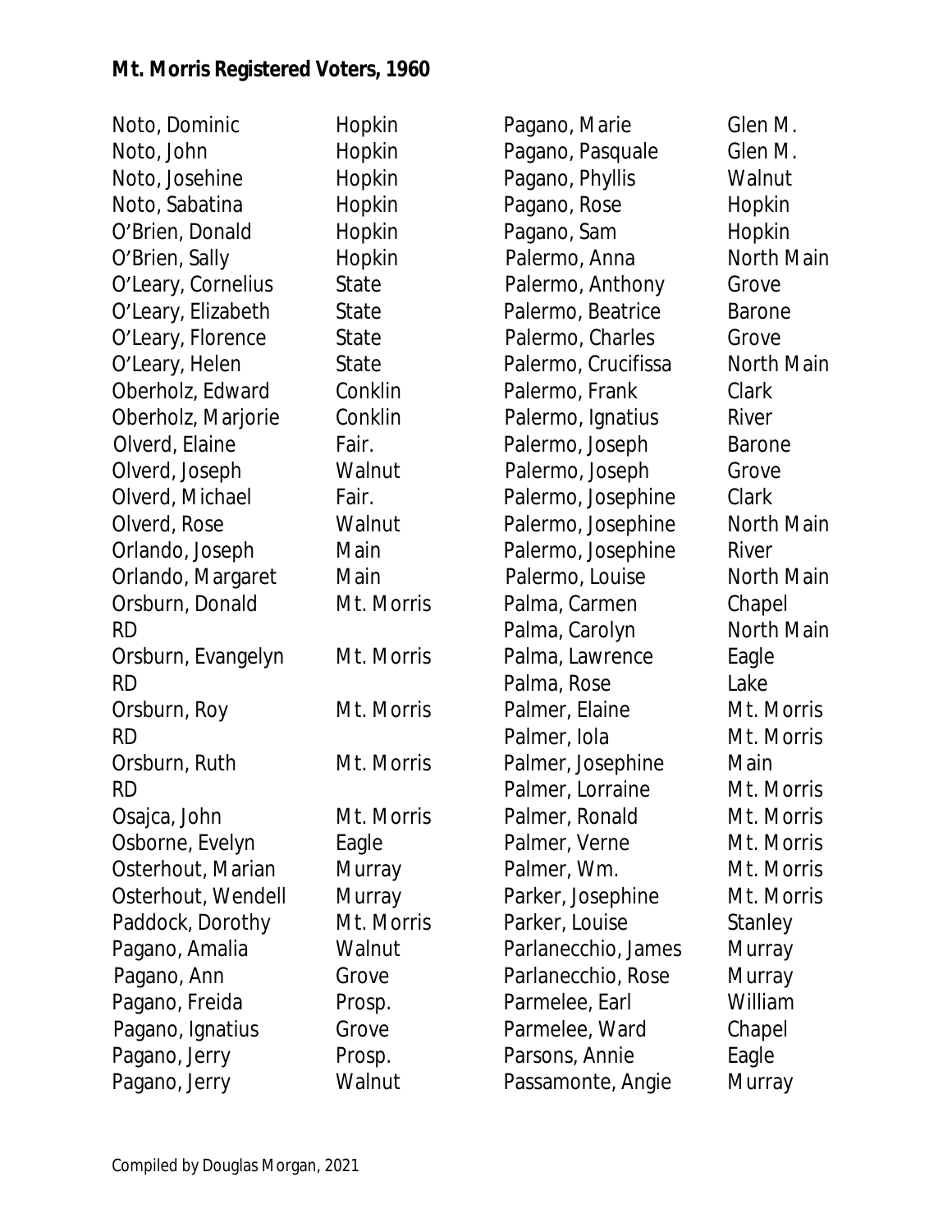**Mt. Morris Registered Voters, 1960**

| Name | Street |
|---|---|
| Noto, Dominic | Hopkin |
| Noto, John | Hopkin |
| Noto, Josehine | Hopkin |
| Noto, Sabatina | Hopkin |
| O'Brien, Donald | Hopkin |
| O'Brien, Sally | Hopkin |
| O'Leary, Cornelius | State |
| O'Leary, Elizabeth | State |
| O'Leary, Florence | State |
| O'Leary, Helen | State |
| Oberholz, Edward | Conklin |
| Oberholz, Marjorie | Conklin |
| Olverd, Elaine | Fair. |
| Olverd, Joseph | Walnut |
| Olverd, Michael | Fair. |
| Olverd, Rose | Walnut |
| Orlando, Joseph | Main |
| Orlando, Margaret | Main |
| Orsburn, Donald | Mt. Morris RD |
| Orsburn, Evangelyn | Mt. Morris RD |
| Orsburn, Roy | Mt. Morris RD |
| Orsburn, Ruth | Mt. Morris RD |
| Osajca, John | Mt. Morris |
| Osborne, Evelyn | Eagle |
| Osterhout, Marian | Murray |
| Osterhout, Wendell | Murray |
| Paddock, Dorothy | Mt. Morris |
| Pagano, Amalia | Walnut |
| Pagano, Ann | Grove |
| Pagano, Freida | Prosp. |
| Pagano, Ignatius | Grove |
| Pagano, Jerry | Prosp. |
| Pagano, Jerry | Walnut |
| Pagano, Marie | Glen M. |
| Pagano, Pasquale | Glen M. |
| Pagano, Phyllis | Walnut |
| Pagano, Rose | Hopkin |
| Pagano, Sam | Hopkin |
| Palermo, Anna | North Main |
| Palermo, Anthony | Grove |
| Palermo, Beatrice | Barone |
| Palermo, Charles | Grove |
| Palermo, Crucifissa | North Main |
| Palermo, Frank | Clark |
| Palermo, Ignatius | River |
| Palermo, Joseph | Barone |
| Palermo, Joseph | Grove |
| Palermo, Josephine | Clark |
| Palermo, Josephine | North Main |
| Palermo, Josephine | River |
| Palermo, Louise | North Main |
| Palma, Carmen | Chapel |
| Palma, Carolyn | North Main |
| Palma, Lawrence | Eagle |
| Palma, Rose | Lake |
| Palmer, Elaine | Mt. Morris |
| Palmer, Iola | Mt. Morris |
| Palmer, Josephine | Main |
| Palmer, Lorraine | Mt. Morris |
| Palmer, Ronald | Mt. Morris |
| Palmer, Verne | Mt. Morris |
| Palmer, Wm. | Mt. Morris |
| Parker, Josephine | Mt. Morris |
| Parker, Louise | Stanley |
| Parlanecchio, James | Murray |
| Parlanecchio, Rose | Murray |
| Parmelee, Earl | William |
| Parmelee, Ward | Chapel |
| Parsons, Annie | Eagle |
| Passamonte, Angie | Murray |

Compiled by Douglas Morgan, 2021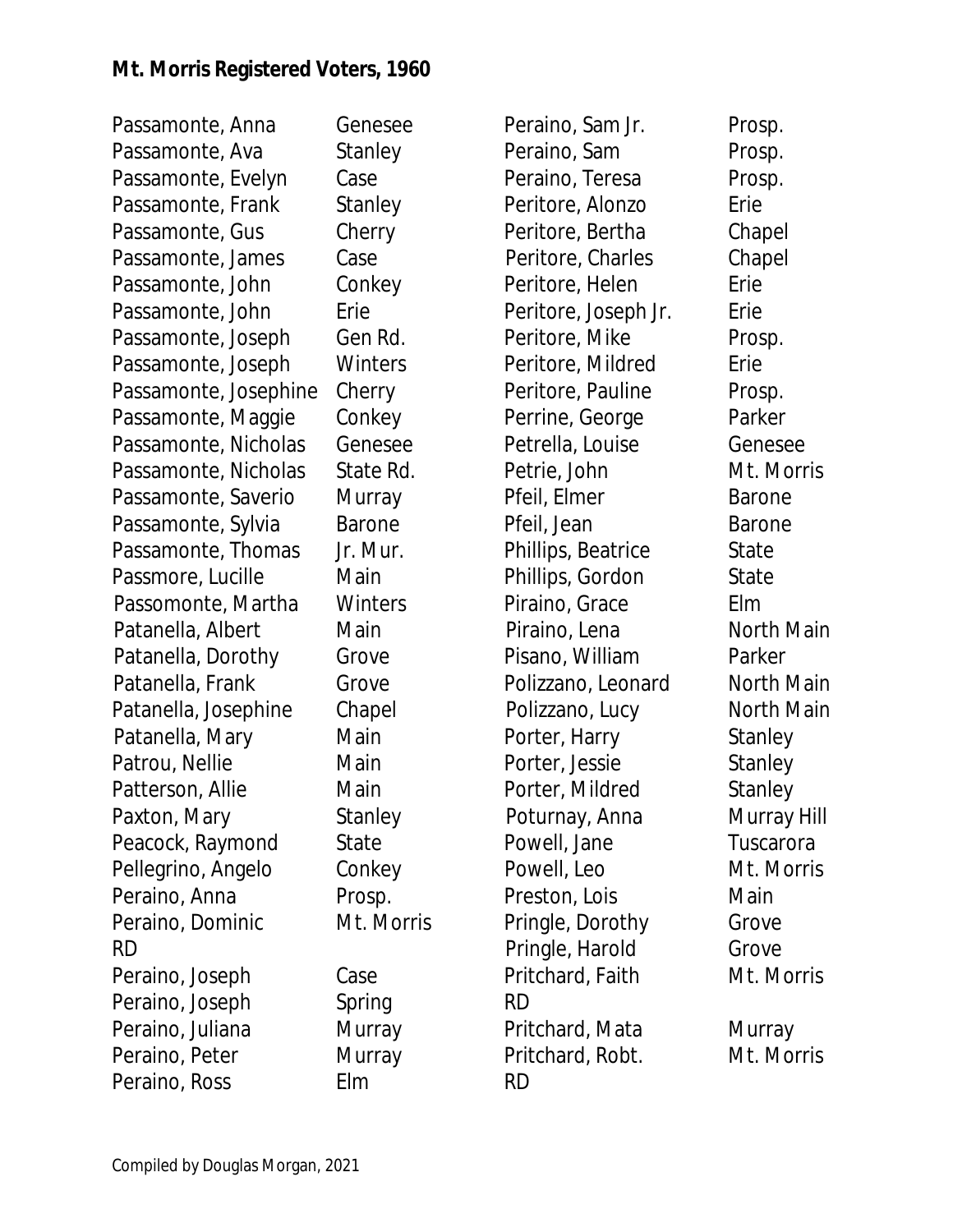**Mt. Morris Registered Voters, 1960**

| Name | Street |
|---|---|
| Passamonte, Anna | Genesee |
| Passamonte, Ava | Stanley |
| Passamonte, Evelyn | Case |
| Passamonte, Frank | Stanley |
| Passamonte, Gus | Cherry |
| Passamonte, James | Case |
| Passamonte, John | Conkey |
| Passamonte, John | Erie |
| Passamonte, Joseph | Gen Rd. |
| Passamonte, Joseph | Winters |
| Passamonte, Josephine | Cherry |
| Passamonte, Maggie | Conkey |
| Passamonte, Nicholas | Genesee |
| Passamonte, Nicholas | State Rd. |
| Passamonte, Saverio | Murray |
| Passamonte, Sylvia | Barone |
| Passamonte, Thomas | Jr. Mur. |
| Passmore, Lucille | Main |
| Passomonte, Martha | Winters |
| Patanella, Albert | Main |
| Patanella, Dorothy | Grove |
| Patanella, Frank | Grove |
| Patanella, Josephine | Chapel |
| Patanella, Mary | Main |
| Patrou, Nellie | Main |
| Patterson, Allie | Main |
| Paxton, Mary | Stanley |
| Peacock, Raymond | State |
| Pellegrino, Angelo | Conkey |
| Peraino, Anna | Prosp. |
| Peraino, Dominic | Mt. Morris RD |
| Peraino, Joseph | Case |
| Peraino, Joseph | Spring |
| Peraino, Juliana | Murray |
| Peraino, Peter | Murray |
| Peraino, Ross | Elm |
| Peraino, Sam Jr. | Prosp. |
| Peraino, Sam | Prosp. |
| Peraino, Teresa | Prosp. |
| Peritore, Alonzo | Erie |
| Peritore, Bertha | Chapel |
| Peritore, Charles | Chapel |
| Peritore, Helen | Erie |
| Peritore, Joseph Jr. | Erie |
| Peritore, Mike | Prosp. |
| Peritore, Mildred | Erie |
| Peritore, Pauline | Prosp. |
| Perrine, George | Parker |
| Petrella, Louise | Genesee |
| Petrie, John | Mt. Morris |
| Pfeil, Elmer | Barone |
| Pfeil, Jean | Barone |
| Phillips, Beatrice | State |
| Phillips, Gordon | State |
| Piraino, Grace | Elm |
| Piraino, Lena | North Main |
| Pisano, William | Parker |
| Polizzano, Leonard | North Main |
| Polizzano, Lucy | North Main |
| Porter, Harry | Stanley |
| Porter, Jessie | Stanley |
| Porter, Mildred | Stanley |
| Poturnay, Anna | Murray Hill |
| Powell, Jane | Tuscarora |
| Powell, Leo | Mt. Morris |
| Preston, Lois | Main |
| Pringle, Dorothy | Grove |
| Pringle, Harold | Grove |
| Pritchard, Faith | Mt. Morris RD |
| Pritchard, Mata | Murray |
| Pritchard, Robt. | Mt. Morris RD |

Compiled by Douglas Morgan, 2021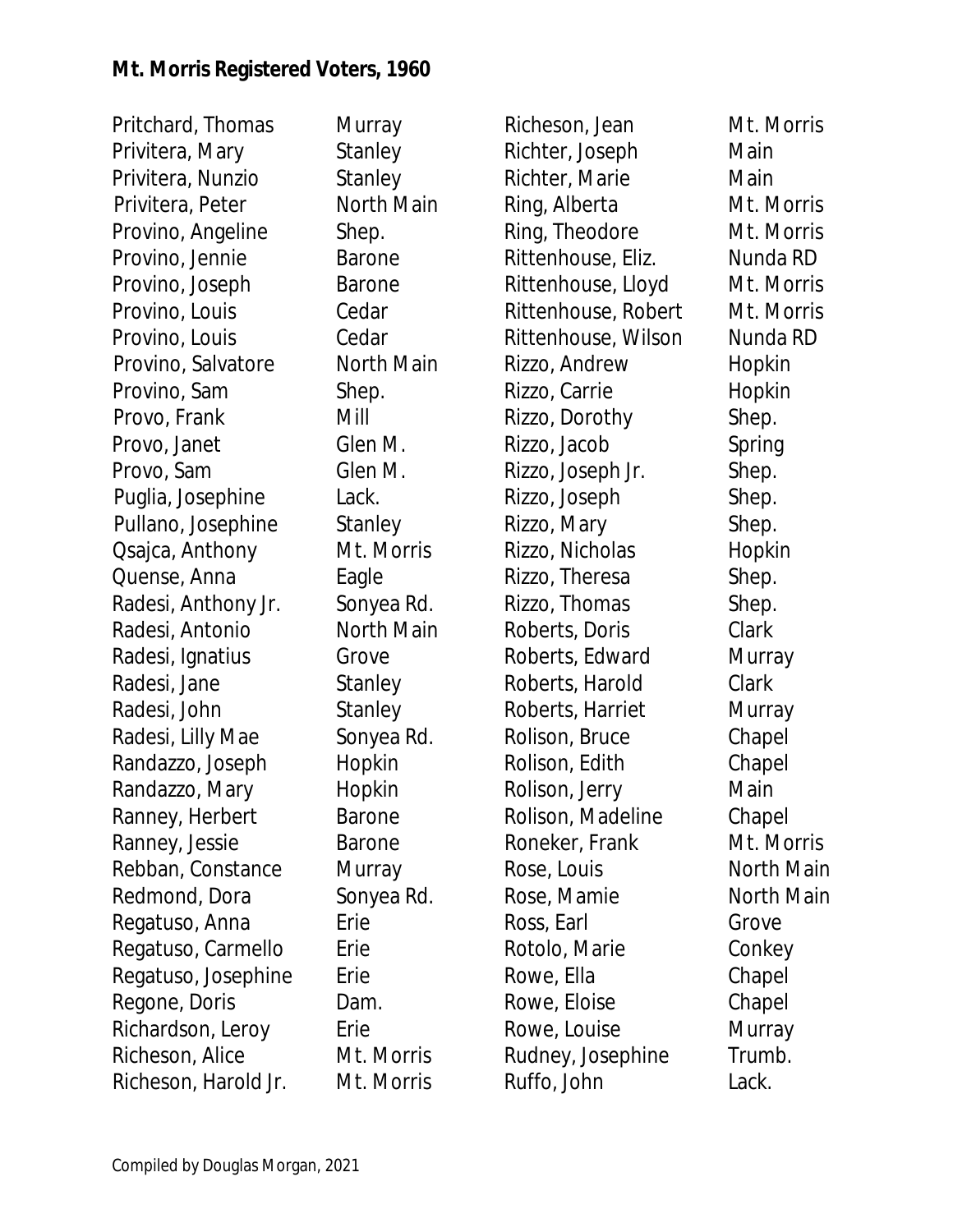**Mt. Morris Registered Voters, 1960**

| Name | Street |
|---|---|
| Pritchard, Thomas | Murray |
| Privitera, Mary | Stanley |
| Privitera, Nunzio | Stanley |
| Privitera, Peter | North Main |
| Provino, Angeline | Shep. |
| Provino, Jennie | Barone |
| Provino, Joseph | Barone |
| Provino, Louis | Cedar |
| Provino, Louis | Cedar |
| Provino, Salvatore | North Main |
| Provino, Sam | Shep. |
| Provo, Frank | Mill |
| Provo, Janet | Glen M. |
| Provo, Sam | Glen M. |
| Puglia, Josephine | Lack. |
| Pullano, Josephine | Stanley |
| Qsajca, Anthony | Mt. Morris |
| Quense, Anna | Eagle |
| Radesi, Anthony Jr. | Sonyea Rd. |
| Radesi, Antonio | North Main |
| Radesi, Ignatius | Grove |
| Radesi, Jane | Stanley |
| Radesi, John | Stanley |
| Radesi, Lilly Mae | Sonyea Rd. |
| Randazzo, Joseph | Hopkin |
| Randazzo, Mary | Hopkin |
| Ranney, Herbert | Barone |
| Ranney, Jessie | Barone |
| Rebban, Constance | Murray |
| Redmond, Dora | Sonyea Rd. |
| Regatuso, Anna | Erie |
| Regatuso, Carmello | Erie |
| Regatuso, Josephine | Erie |
| Regone, Doris | Dam. |
| Richardson, Leroy | Erie |
| Richeson, Alice | Mt. Morris |
| Richeson, Harold Jr. | Mt. Morris |
| Richeson, Jean | Mt. Morris |
| Richter, Joseph | Main |
| Richter, Marie | Main |
| Ring, Alberta | Mt. Morris |
| Ring, Theodore | Mt. Morris |
| Rittenhouse, Eliz. | Nunda RD |
| Rittenhouse, Lloyd | Mt. Morris |
| Rittenhouse, Robert | Mt. Morris |
| Rittenhouse, Wilson | Nunda RD |
| Rizzo, Andrew | Hopkin |
| Rizzo, Carrie | Hopkin |
| Rizzo, Dorothy | Shep. |
| Rizzo, Jacob | Spring |
| Rizzo, Joseph Jr. | Shep. |
| Rizzo, Joseph | Shep. |
| Rizzo, Mary | Shep. |
| Rizzo, Nicholas | Hopkin |
| Rizzo, Theresa | Shep. |
| Rizzo, Thomas | Shep. |
| Roberts, Doris | Clark |
| Roberts, Edward | Murray |
| Roberts, Harold | Clark |
| Roberts, Harriet | Murray |
| Rolison, Bruce | Chapel |
| Rolison, Edith | Chapel |
| Rolison, Jerry | Main |
| Rolison, Madeline | Chapel |
| Roneker, Frank | Mt. Morris |
| Rose, Louis | North Main |
| Rose, Mamie | North Main |
| Ross, Earl | Grove |
| Rotolo, Marie | Conkey |
| Rowe, Ella | Chapel |
| Rowe, Eloise | Chapel |
| Rowe, Louise | Murray |
| Rudney, Josephine | Trumb. |
| Ruffo, John | Lack. |

Compiled by Douglas Morgan, 2021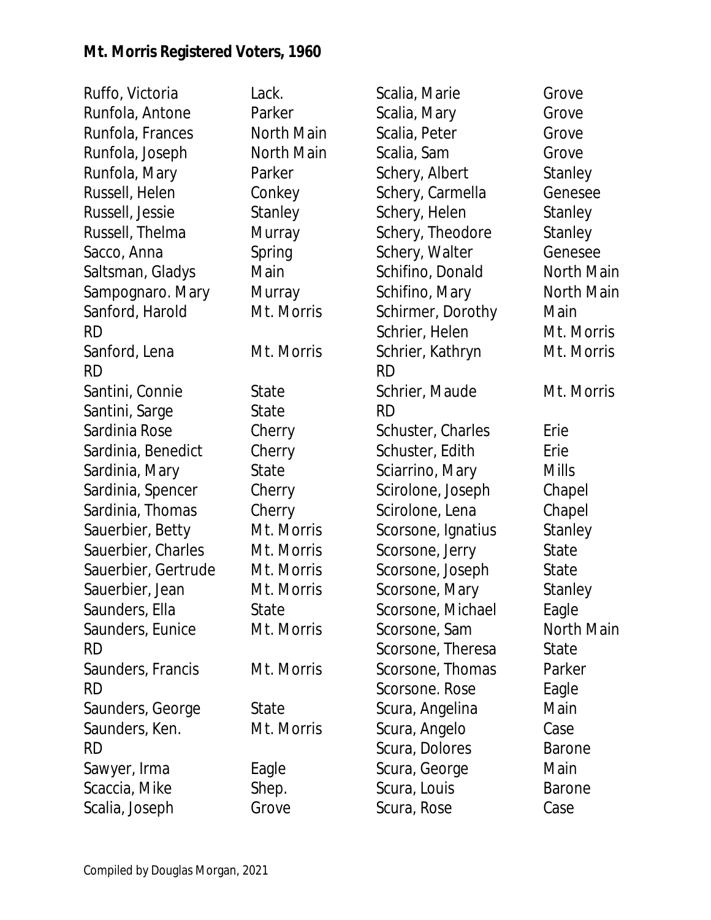## Mt. Morris Registered Voters, 1960

| Name | Street |
|---|---|
| Ruffo, Victoria | Lack. |
| Runfola, Antone | Parker |
| Runfola, Frances | North Main |
| Runfola, Joseph | North Main |
| Runfola, Mary | Parker |
| Russell, Helen | Conkey |
| Russell, Jessie | Stanley |
| Russell, Thelma | Murray |
| Sacco, Anna | Spring |
| Saltsman, Gladys | Main |
| Sampognaro. Mary | Murray |
| Sanford, Harold | Mt. Morris RD |
| Sanford, Lena | Mt. Morris RD |
| Santini, Connie | State |
| Santini, Sarge | State |
| Sardinia Rose | Cherry |
| Sardinia, Benedict | Cherry |
| Sardinia, Mary | State |
| Sardinia, Spencer | Cherry |
| Sardinia, Thomas | Cherry |
| Sauerbier, Betty | Mt. Morris |
| Sauerbier, Charles | Mt. Morris |
| Sauerbier, Gertrude | Mt. Morris |
| Sauerbier, Jean | Mt. Morris |
| Saunders, Ella | State |
| Saunders, Eunice | Mt. Morris RD |
| Saunders, Francis | Mt. Morris RD |
| Saunders, George | State |
| Saunders, Ken. | Mt. Morris RD |
| Sawyer, Irma | Eagle |
| Scaccia, Mike | Shep. |
| Scalia, Joseph | Grove |
| Scalia, Marie | Grove |
| Scalia, Mary | Grove |
| Scalia, Peter | Grove |
| Scalia, Sam | Grove |
| Schery, Albert | Stanley |
| Schery, Carmella | Genesee |
| Schery, Helen | Stanley |
| Schery, Theodore | Stanley |
| Schery, Walter | Genesee |
| Schifino, Donald | North Main |
| Schifino, Mary | North Main |
| Schirmer, Dorothy | Main |
| Schrier, Helen | Mt. Morris |
| Schrier, Kathryn | Mt. Morris RD |
| Schrier, Maude | Mt. Morris RD |
| Schuster, Charles | Erie |
| Schuster, Edith | Erie |
| Sciarrino, Mary | Mills |
| Scirolone, Joseph | Chapel |
| Scirolone, Lena | Chapel |
| Scorsone, Ignatius | Stanley |
| Scorsone, Jerry | State |
| Scorsone, Joseph | State |
| Scorsone, Mary | Stanley |
| Scorsone, Michael | Eagle |
| Scorsone, Sam | North Main |
| Scorsone, Theresa | State |
| Scorsone, Thomas | Parker |
| Scorsone. Rose | Eagle |
| Scura, Angelina | Main |
| Scura, Angelo | Case |
| Scura, Dolores | Barone |
| Scura, George | Main |
| Scura, Louis | Barone |
| Scura, Rose | Case |

Compiled by Douglas Morgan, 2021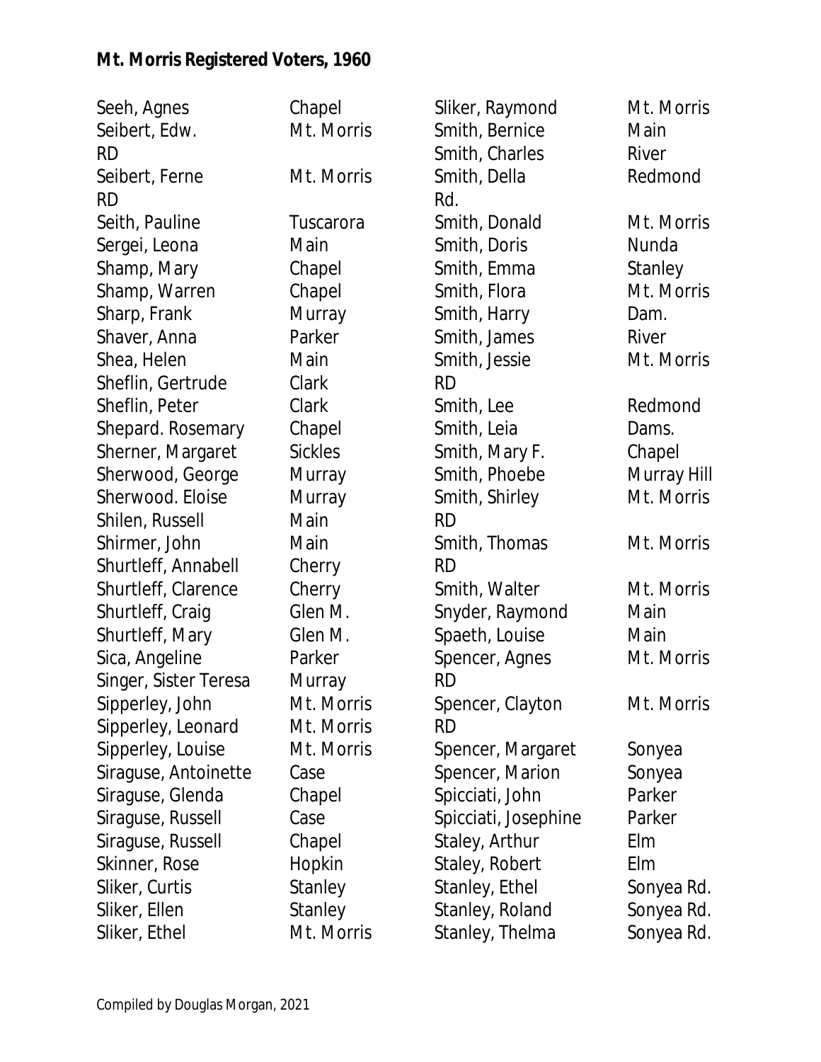**Mt. Morris Registered Voters, 1960**

| Name | Street |
|---|---|
| Seeh, Agnes | Chapel |
| Seibert, Edw. | Mt. Morris RD |
| Seibert, Ferne | Mt. Morris RD |
| Seith, Pauline | Tuscarora |
| Sergei, Leona | Main |
| Shamp, Mary | Chapel |
| Shamp, Warren | Chapel |
| Sharp, Frank | Murray |
| Shaver, Anna | Parker |
| Shea, Helen | Main |
| Sheflin, Gertrude | Clark |
| Sheflin, Peter | Clark |
| Shepard. Rosemary | Chapel |
| Sherner, Margaret | Sickles |
| Sherwood, George | Murray |
| Sherwood. Eloise | Murray |
| Shilen, Russell | Main |
| Shirmer, John | Main |
| Shurtleff, Annabell | Cherry |
| Shurtleff, Clarence | Cherry |
| Shurtleff, Craig | Glen M. |
| Shurtleff, Mary | Glen M. |
| Sica, Angeline | Parker |
| Singer, Sister Teresa | Murray |
| Sipperley, John | Mt. Morris |
| Sipperley, Leonard | Mt. Morris |
| Sipperley, Louise | Mt. Morris |
| Siraguse, Antoinette | Case |
| Siraguse, Glenda | Chapel |
| Siraguse, Russell | Case |
| Siraguse, Russell | Chapel |
| Skinner, Rose | Hopkin |
| Sliker, Curtis | Stanley |
| Sliker, Ellen | Stanley |
| Sliker, Ethel | Mt. Morris |
| Sliker, Raymond | Mt. Morris |
| Smith, Bernice | Main |
| Smith, Charles | River |
| Smith, Della | Redmond Rd. |
| Smith, Donald | Mt. Morris |
| Smith, Doris | Nunda |
| Smith, Emma | Stanley |
| Smith, Flora | Mt. Morris |
| Smith, Harry | Dam. |
| Smith, James | River |
| Smith, Jessie | Mt. Morris RD |
| Smith, Lee | Redmond |
| Smith, Leia | Dams. |
| Smith, Mary F. | Chapel |
| Smith, Phoebe | Murray Hill |
| Smith, Shirley | Mt. Morris RD |
| Smith, Thomas | Mt. Morris RD |
| Smith, Walter | Mt. Morris |
| Snyder, Raymond | Main |
| Spaeth, Louise | Main |
| Spencer, Agnes | Mt. Morris RD |
| Spencer, Clayton | Mt. Morris RD |
| Spencer, Margaret | Sonyea |
| Spencer, Marion | Sonyea |
| Spicciati, John | Parker |
| Spicciati, Josephine | Parker |
| Staley, Arthur | Elm |
| Staley, Robert | Elm |
| Stanley, Ethel | Sonyea Rd. |
| Stanley, Roland | Sonyea Rd. |
| Stanley, Thelma | Sonyea Rd. |

Compiled by Douglas Morgan, 2021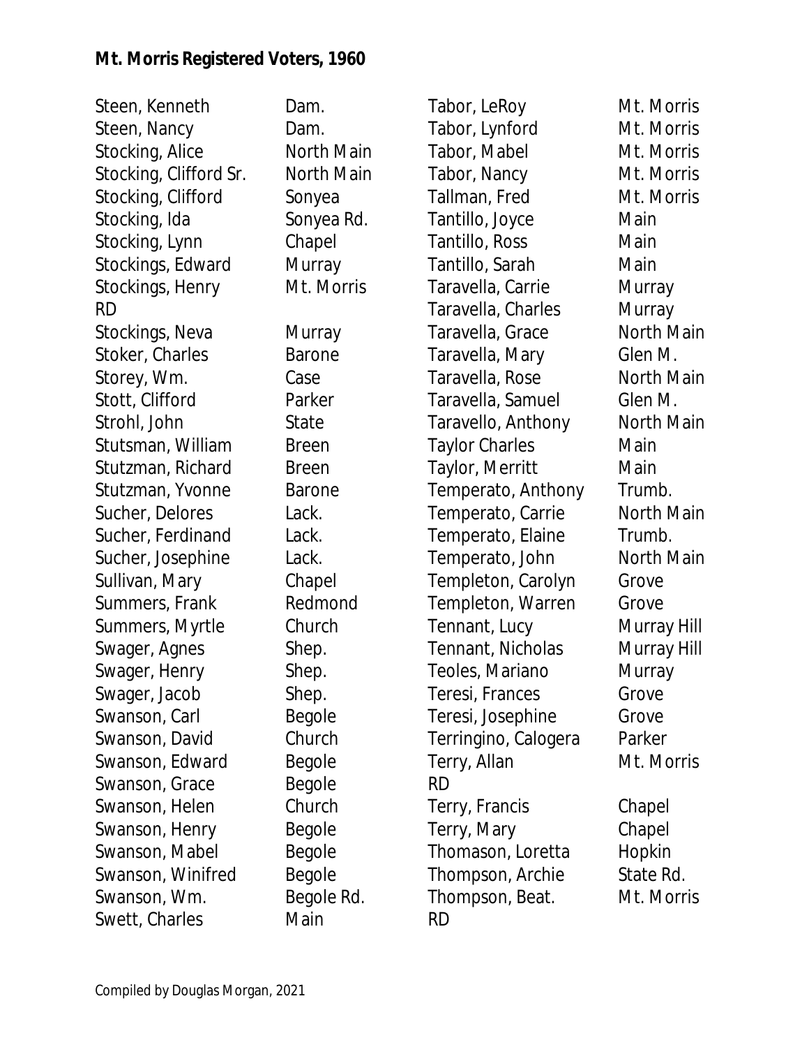**Mt. Morris Registered Voters, 1960**

| Name | Street |
|---|---|
| Steen, Kenneth | Dam. |
| Steen, Nancy | Dam. |
| Stocking, Alice | North Main |
| Stocking, Clifford Sr. | North Main |
| Stocking, Clifford | Sonyea |
| Stocking, Ida | Sonyea Rd. |
| Stocking, Lynn | Chapel |
| Stockings, Edward | Murray |
| Stockings, Henry | Mt. Morris RD |
| Stockings, Neva | Murray |
| Stoker, Charles | Barone |
| Storey, Wm. | Case |
| Stott, Clifford | Parker |
| Strohl, John | State |
| Stutsman, William | Breen |
| Stutzman, Richard | Breen |
| Stutzman, Yvonne | Barone |
| Sucher, Delores | Lack. |
| Sucher, Ferdinand | Lack. |
| Sucher, Josephine | Lack. |
| Sullivan, Mary | Chapel |
| Summers, Frank | Redmond |
| Summers, Myrtle | Church |
| Swager, Agnes | Shep. |
| Swager, Henry | Shep. |
| Swager, Jacob | Shep. |
| Swanson, Carl | Begole |
| Swanson, David | Church |
| Swanson, Edward | Begole |
| Swanson, Grace | Begole |
| Swanson, Helen | Church |
| Swanson, Henry | Begole |
| Swanson, Mabel | Begole |
| Swanson, Winifred | Begole |
| Swanson, Wm. | Begole Rd. |
| Swett, Charles | Main |
| Tabor, LeRoy | Mt. Morris |
| Tabor, Lynford | Mt. Morris |
| Tabor, Mabel | Mt. Morris |
| Tabor, Nancy | Mt. Morris |
| Tallman, Fred | Mt. Morris |
| Tantillo, Joyce | Main |
| Tantillo, Ross | Main |
| Tantillo, Sarah | Main |
| Taravella, Carrie | Murray |
| Taravella, Charles | Murray |
| Taravella, Grace | North Main |
| Taravella, Mary | Glen M. |
| Taravella, Rose | North Main |
| Taravella, Samuel | Glen M. |
| Taravello, Anthony | North Main |
| Taylor Charles | Main |
| Taylor, Merritt | Main |
| Temperato, Anthony | Trumb. |
| Temperato, Carrie | North Main |
| Temperato, Elaine | Trumb. |
| Temperato, John | North Main |
| Templeton, Carolyn | Grove |
| Templeton, Warren | Grove |
| Tennant, Lucy | Murray Hill |
| Tennant, Nicholas | Murray Hill |
| Teoles, Mariano | Murray |
| Teresi, Frances | Grove |
| Teresi, Josephine | Grove |
| Terringino, Calogera | Parker |
| Terry, Allan | Mt. Morris RD |
| Terry, Francis | Chapel |
| Terry, Mary | Chapel |
| Thomason, Loretta | Hopkin |
| Thompson, Archie | State Rd. |
| Thompson, Beat. | Mt. Morris RD |

Compiled by Douglas Morgan, 2021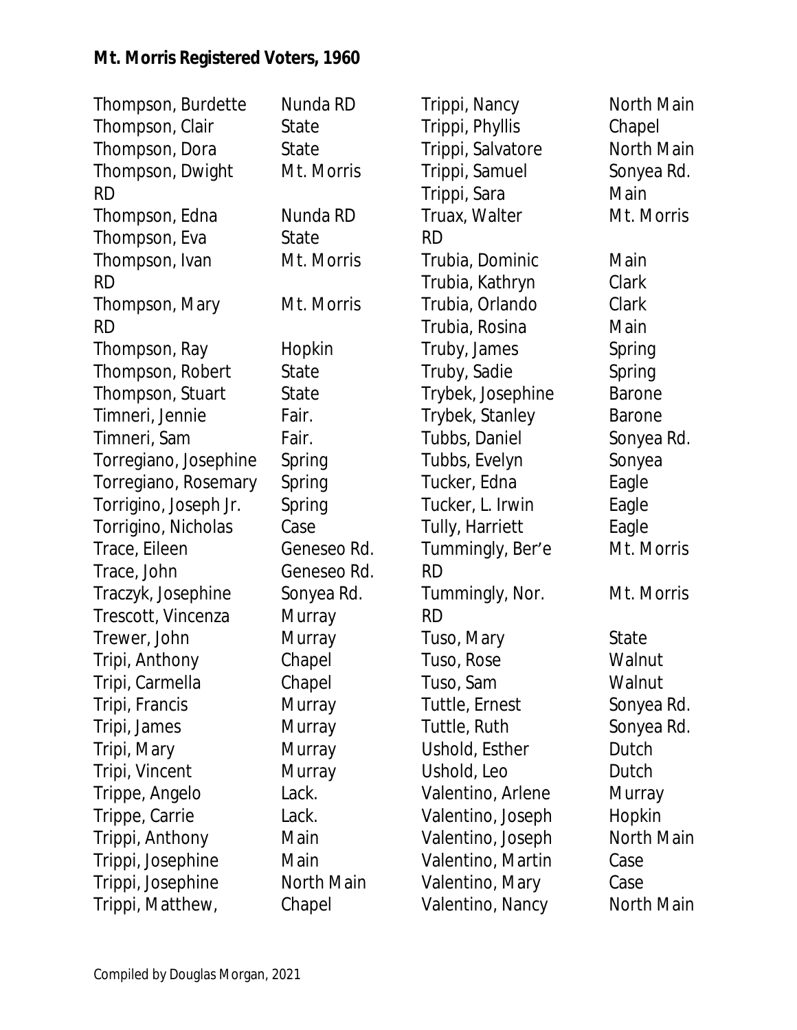**Mt. Morris Registered Voters, 1960**

| Name | Street |
|---|---|
| Thompson, Burdette | Nunda RD |
| Thompson, Clair | State |
| Thompson, Dora | State |
| Thompson, Dwight | Mt. Morris RD |
| Thompson, Edna | Nunda RD |
| Thompson, Eva | State |
| Thompson, Ivan | Mt. Morris RD |
| Thompson, Mary | Mt. Morris RD |
| Thompson, Ray | Hopkin |
| Thompson, Robert | State |
| Thompson, Stuart | State |
| Timneri, Jennie | Fair. |
| Timneri, Sam | Fair. |
| Torregiano, Josephine | Spring |
| Torregiano, Rosemary | Spring |
| Torrigino, Joseph Jr. | Spring |
| Torrigino, Nicholas | Case |
| Trace, Eileen | Geneseo Rd. |
| Trace, John | Geneseo Rd. |
| Traczyk, Josephine | Sonyea Rd. |
| Trescott, Vincenza | Murray |
| Trewer, John | Murray |
| Tripi, Anthony | Chapel |
| Tripi, Carmella | Chapel |
| Tripi, Francis | Murray |
| Tripi, James | Murray |
| Tripi, Mary | Murray |
| Tripi, Vincent | Murray |
| Trippe, Angelo | Lack. |
| Trippe, Carrie | Lack. |
| Trippi, Anthony | Main |
| Trippi, Josephine | Main |
| Trippi, Josephine | North Main |
| Trippi, Matthew, | Chapel |
| Trippi, Nancy | North Main |
| Trippi, Phyllis | Chapel |
| Trippi, Salvatore | North Main |
| Trippi, Samuel | Sonyea Rd. |
| Trippi, Sara | Main |
| Truax, Walter | Mt. Morris RD |
| Trubia, Dominic | Main |
| Trubia, Kathryn | Clark |
| Trubia, Orlando | Clark |
| Trubia, Rosina | Main |
| Truby, James | Spring |
| Truby, Sadie | Spring |
| Trybek, Josephine | Barone |
| Trybek, Stanley | Barone |
| Tubbs, Daniel | Sonyea Rd. |
| Tubbs, Evelyn | Sonyea |
| Tucker, Edna | Eagle |
| Tucker, L. Irwin | Eagle |
| Tully, Harriett | Eagle |
| Tummingly, Ber'e | Mt. Morris RD |
| Tummingly, Nor. | Mt. Morris RD |
| Tuso, Mary | State |
| Tuso, Rose | Walnut |
| Tuso, Sam | Walnut |
| Tuttle, Ernest | Sonyea Rd. |
| Tuttle, Ruth | Sonyea Rd. |
| Ushold, Esther | Dutch |
| Ushold, Leo | Dutch |
| Valentino, Arlene | Murray |
| Valentino, Joseph | Hopkin |
| Valentino, Joseph | North Main |
| Valentino, Martin | Case |
| Valentino, Mary | Case |
| Valentino, Nancy | North Main |

Compiled by Douglas Morgan, 2021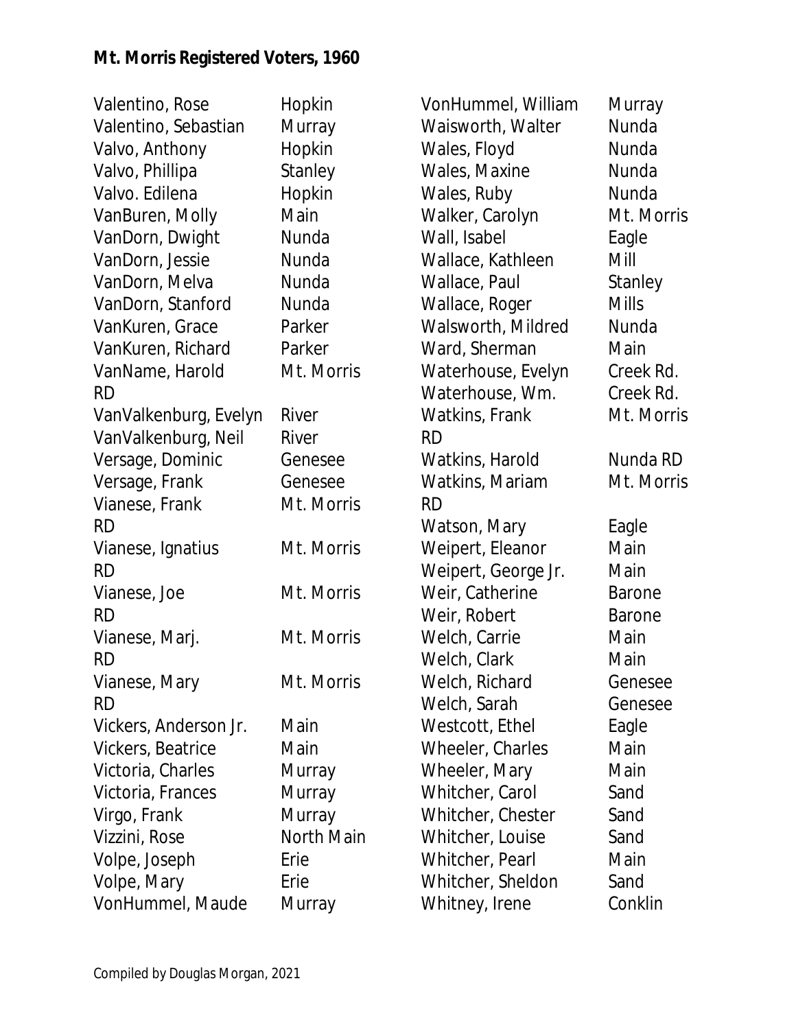**Mt. Morris Registered Voters, 1960**

| Name | Street |
|---|---|
| Valentino, Rose | Hopkin |
| Valentino, Sebastian | Murray |
| Valvo, Anthony | Hopkin |
| Valvo, Phillipa | Stanley |
| Valvo. Edilena | Hopkin |
| VanBuren, Molly | Main |
| VanDorn, Dwight | Nunda |
| VanDorn, Jessie | Nunda |
| VanDorn, Melva | Nunda |
| VanDorn, Stanford | Nunda |
| VanKuren, Grace | Parker |
| VanKuren, Richard | Parker |
| VanName, Harold | Mt. Morris RD |
| VanValkenburg, Evelyn | River |
| VanValkenburg, Neil | River |
| Versage, Dominic | Genesee |
| Versage, Frank | Genesee |
| Vianese, Frank | Mt. Morris RD |
| Vianese, Ignatius | Mt. Morris RD |
| Vianese, Joe | Mt. Morris RD |
| Vianese, Marj. | Mt. Morris RD |
| Vianese, Mary | Mt. Morris RD |
| Vickers, Anderson Jr. | Main |
| Vickers, Beatrice | Main |
| Victoria, Charles | Murray |
| Victoria, Frances | Murray |
| Virgo, Frank | Murray |
| Vizzini, Rose | North Main |
| Volpe, Joseph | Erie |
| Volpe, Mary | Erie |
| VonHummel, Maude | Murray |
| VonHummel, William | Murray |
| Waisworth, Walter | Nunda |
| Wales, Floyd | Nunda |
| Wales, Maxine | Nunda |
| Wales, Ruby | Nunda |
| Walker, Carolyn | Mt. Morris |
| Wall, Isabel | Eagle |
| Wallace, Kathleen | Mill |
| Wallace, Paul | Stanley |
| Wallace, Roger | Mills |
| Walsworth, Mildred | Nunda |
| Ward, Sherman | Main |
| Waterhouse, Evelyn | Creek Rd. |
| Waterhouse, Wm. | Creek Rd. |
| Watkins, Frank | Mt. Morris RD |
| Watkins, Harold | Nunda RD |
| Watkins, Mariam | Mt. Morris RD |
| Watson, Mary | Eagle |
| Weipert, Eleanor | Main |
| Weipert, George Jr. | Main |
| Weir, Catherine | Barone |
| Weir, Robert | Barone |
| Welch, Carrie | Main |
| Welch, Clark | Main |
| Welch, Richard | Genesee |
| Welch, Sarah | Genesee |
| Westcott, Ethel | Eagle |
| Wheeler, Charles | Main |
| Wheeler, Mary | Main |
| Whitcher, Carol | Sand |
| Whitcher, Chester | Sand |
| Whitcher, Louise | Sand |
| Whitcher, Pearl | Main |
| Whitcher, Sheldon | Sand |
| Whitney, Irene | Conklin |

Compiled by Douglas Morgan, 2021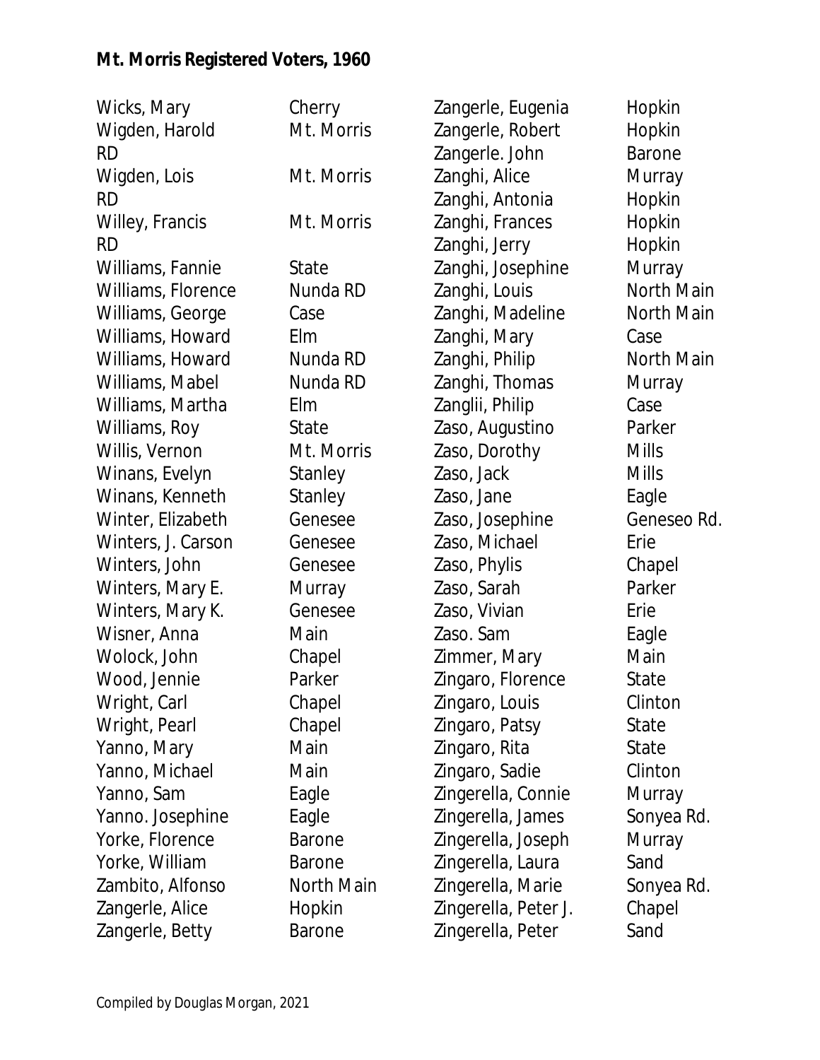**Mt. Morris Registered Voters, 1960**

| Name | Street |
|---|---|
| Wicks, Mary | Cherry |
| Wigden, Harold | Mt. Morris RD |
| Wigden, Lois | Mt. Morris RD |
| Willey, Francis | Mt. Morris RD |
| Williams, Fannie | State |
| Williams, Florence | Nunda RD |
| Williams, George | Case |
| Williams, Howard | Elm |
| Williams, Howard | Nunda RD |
| Williams, Mabel | Nunda RD |
| Williams, Martha | Elm |
| Williams, Roy | State |
| Willis, Vernon | Mt. Morris |
| Winans, Evelyn | Stanley |
| Winans, Kenneth | Stanley |
| Winter, Elizabeth | Genesee |
| Winters, J. Carson | Genesee |
| Winters, John | Genesee |
| Winters, Mary E. | Murray |
| Winters, Mary K. | Genesee |
| Wisner, Anna | Main |
| Wolock, John | Chapel |
| Wood, Jennie | Parker |
| Wright, Carl | Chapel |
| Wright, Pearl | Chapel |
| Yanno, Mary | Main |
| Yanno, Michael | Main |
| Yanno, Sam | Eagle |
| Yanno. Josephine | Eagle |
| Yorke, Florence | Barone |
| Yorke, William | Barone |
| Zambito, Alfonso | North Main |
| Zangerle, Alice | Hopkin |
| Zangerle, Betty | Barone |
| Zangerle, Eugenia | Hopkin |
| Zangerle, Robert | Hopkin |
| Zangerle. John | Barone |
| Zanghi, Alice | Murray |
| Zanghi, Antonia | Hopkin |
| Zanghi, Frances | Hopkin |
| Zanghi, Jerry | Hopkin |
| Zanghi, Josephine | Murray |
| Zanghi, Louis | North Main |
| Zanghi, Madeline | North Main |
| Zanghi, Mary | Case |
| Zanghi, Philip | North Main |
| Zanghi, Thomas | Murray |
| Zanglii, Philip | Case |
| Zaso, Augustino | Parker |
| Zaso, Dorothy | Mills |
| Zaso, Jack | Mills |
| Zaso, Jane | Eagle |
| Zaso, Josephine | Geneseo Rd. |
| Zaso, Michael | Erie |
| Zaso, Phylis | Chapel |
| Zaso, Sarah | Parker |
| Zaso, Vivian | Erie |
| Zaso. Sam | Eagle |
| Zimmer, Mary | Main |
| Zingaro, Florence | State |
| Zingaro, Louis | Clinton |
| Zingaro, Patsy | State |
| Zingaro, Rita | State |
| Zingaro, Sadie | Clinton |
| Zingerella, Connie | Murray |
| Zingerella, James | Sonyea Rd. |
| Zingerella, Joseph | Murray |
| Zingerella, Laura | Sand |
| Zingerella, Marie | Sonyea Rd. |
| Zingerella, Peter J. | Chapel |
| Zingerella, Peter | Sand |

Compiled by Douglas Morgan, 2021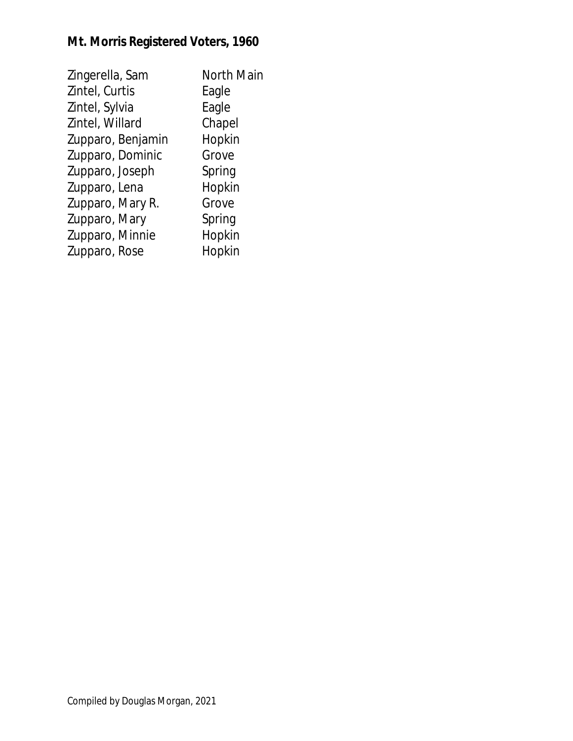**Mt. Morris Registered Voters, 1960**

| | |
|---|---|
| Zingerella, Sam | North Main |
| Zintel, Curtis | Eagle |
| Zintel, Sylvia | Eagle |
| Zintel, Willard | Chapel |
| Zupparo, Benjamin | Hopkin |
| Zupparo, Dominic | Grove |
| Zupparo, Joseph | Spring |
| Zupparo, Lena | Hopkin |
| Zupparo, Mary R. | Grove |
| Zupparo, Mary | Spring |
| Zupparo, Minnie | Hopkin |
| Zupparo, Rose | Hopkin |

Compiled by Douglas Morgan, 2021